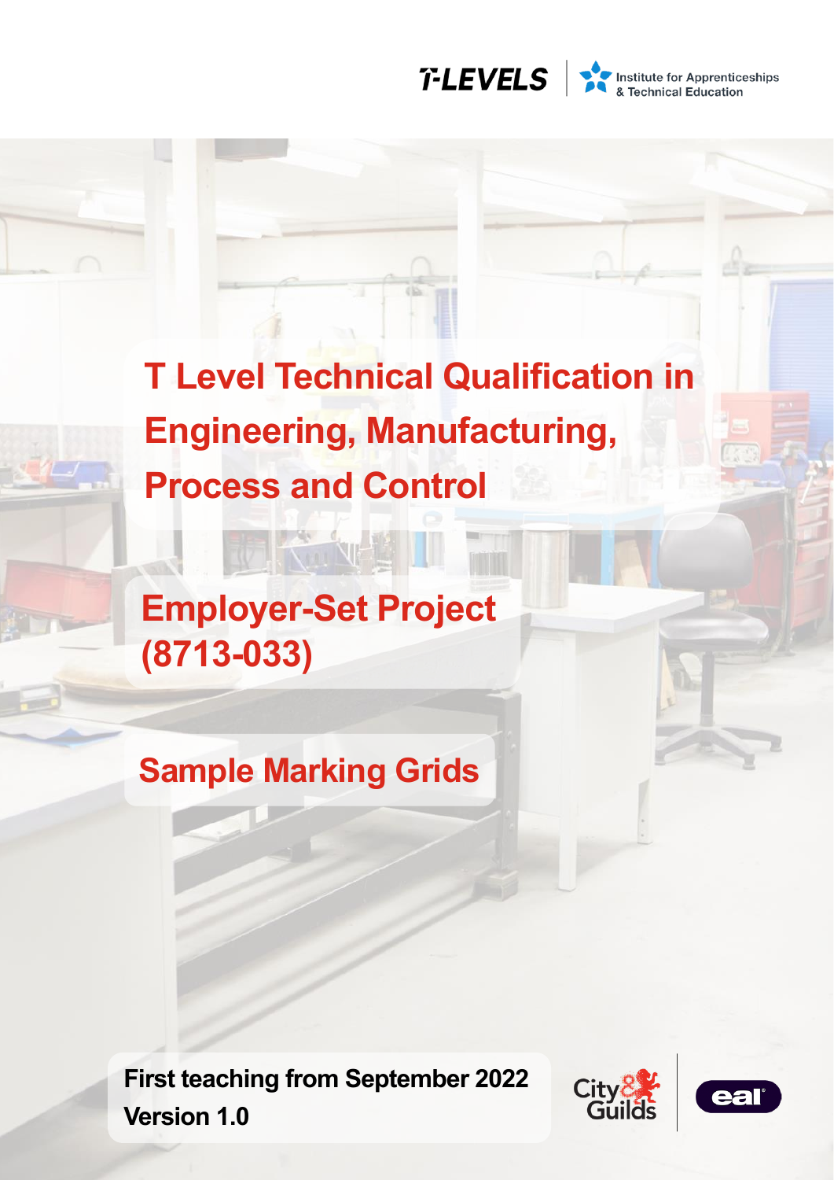T-LEVELS | Institute for Apprenticeships & Technical Education

# T Level Technical Qualification in Engineering, Manufacturing, Process and Control

## Employer-Set Project (8713-033)

## Sample Marking Grids

**First teaching from September 2022**
**Version 1.0**

City & Guilds | eal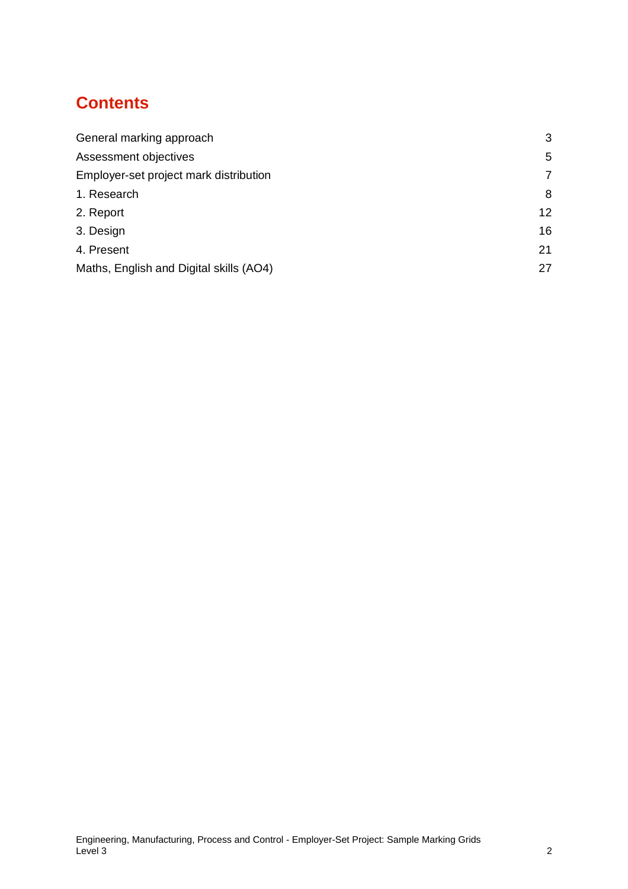# Contents

| | |
|---|---|
| General marking approach | 3 |
| Assessment objectives | 5 |
| Employer-set project mark distribution | 7 |
| 1. Research | 8 |
| 2. Report | 12 |
| 3. Design | 16 |
| 4. Present | 21 |
| Maths, English and Digital skills (AO4) | 27 |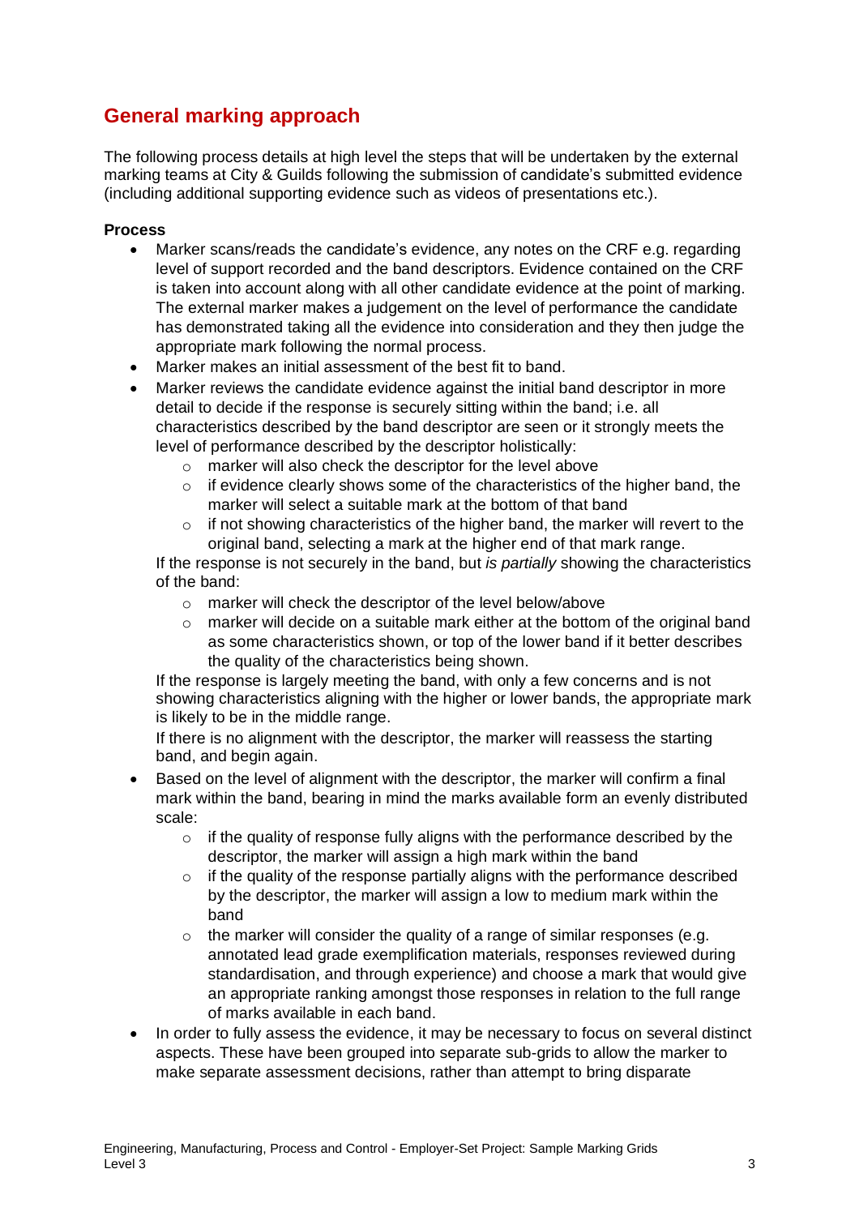## General marking approach

The following process details at high level the steps that will be undertaken by the external marking teams at City & Guilds following the submission of candidate's submitted evidence (including additional supporting evidence such as videos of presentations etc.).

**Process**

- Marker scans/reads the candidate's evidence, any notes on the CRF e.g. regarding level of support recorded and the band descriptors. Evidence contained on the CRF is taken into account along with all other candidate evidence at the point of marking. The external marker makes a judgement on the level of performance the candidate has demonstrated taking all the evidence into consideration and they then judge the appropriate mark following the normal process.
- Marker makes an initial assessment of the best fit to band.
- Marker reviews the candidate evidence against the initial band descriptor in more detail to decide if the response is securely sitting within the band; i.e. all characteristics described by the band descriptor are seen or it strongly meets the level of performance described by the descriptor holistically:
    - marker will also check the descriptor for the level above
    - if evidence clearly shows some of the characteristics of the higher band, the marker will select a suitable mark at the bottom of that band
    - if not showing characteristics of the higher band, the marker will revert to the original band, selecting a mark at the higher end of that mark range.

  If the response is not securely in the band, but *is partially* showing the characteristics of the band:
    - marker will check the descriptor of the level below/above
    - marker will decide on a suitable mark either at the bottom of the original band as some characteristics shown, or top of the lower band if it better describes the quality of the characteristics being shown.

  If the response is largely meeting the band, with only a few concerns and is not showing characteristics aligning with the higher or lower bands, the appropriate mark is likely to be in the middle range.

  If there is no alignment with the descriptor, the marker will reassess the starting band, and begin again.
- Based on the level of alignment with the descriptor, the marker will confirm a final mark within the band, bearing in mind the marks available form an evenly distributed scale:
    - if the quality of response fully aligns with the performance described by the descriptor, the marker will assign a high mark within the band
    - if the quality of the response partially aligns with the performance described by the descriptor, the marker will assign a low to medium mark within the band
    - the marker will consider the quality of a range of similar responses (e.g. annotated lead grade exemplification materials, responses reviewed during standardisation, and through experience) and choose a mark that would give an appropriate ranking amongst those responses in relation to the full range of marks available in each band.
- In order to fully assess the evidence, it may be necessary to focus on several distinct aspects. These have been grouped into separate sub-grids to allow the marker to make separate assessment decisions, rather than attempt to bring disparate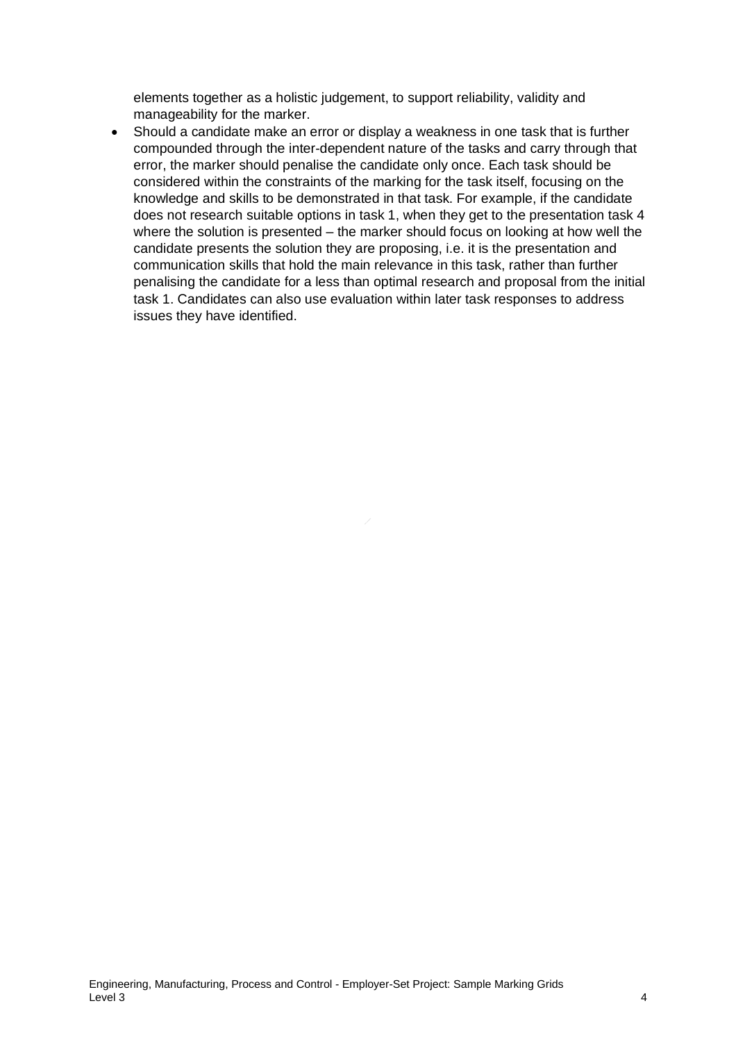elements together as a holistic judgement, to support reliability, validity and manageability for the marker.

- Should a candidate make an error or display a weakness in one task that is further compounded through the inter-dependent nature of the tasks and carry through that error, the marker should penalise the candidate only once. Each task should be considered within the constraints of the marking for the task itself, focusing on the knowledge and skills to be demonstrated in that task. For example, if the candidate does not research suitable options in task 1, when they get to the presentation task 4 where the solution is presented – the marker should focus on looking at how well the candidate presents the solution they are proposing, i.e. it is the presentation and communication skills that hold the main relevance in this task, rather than further penalising the candidate for a less than optimal research and proposal from the initial task 1. Candidates can also use evaluation within later task responses to address issues they have identified.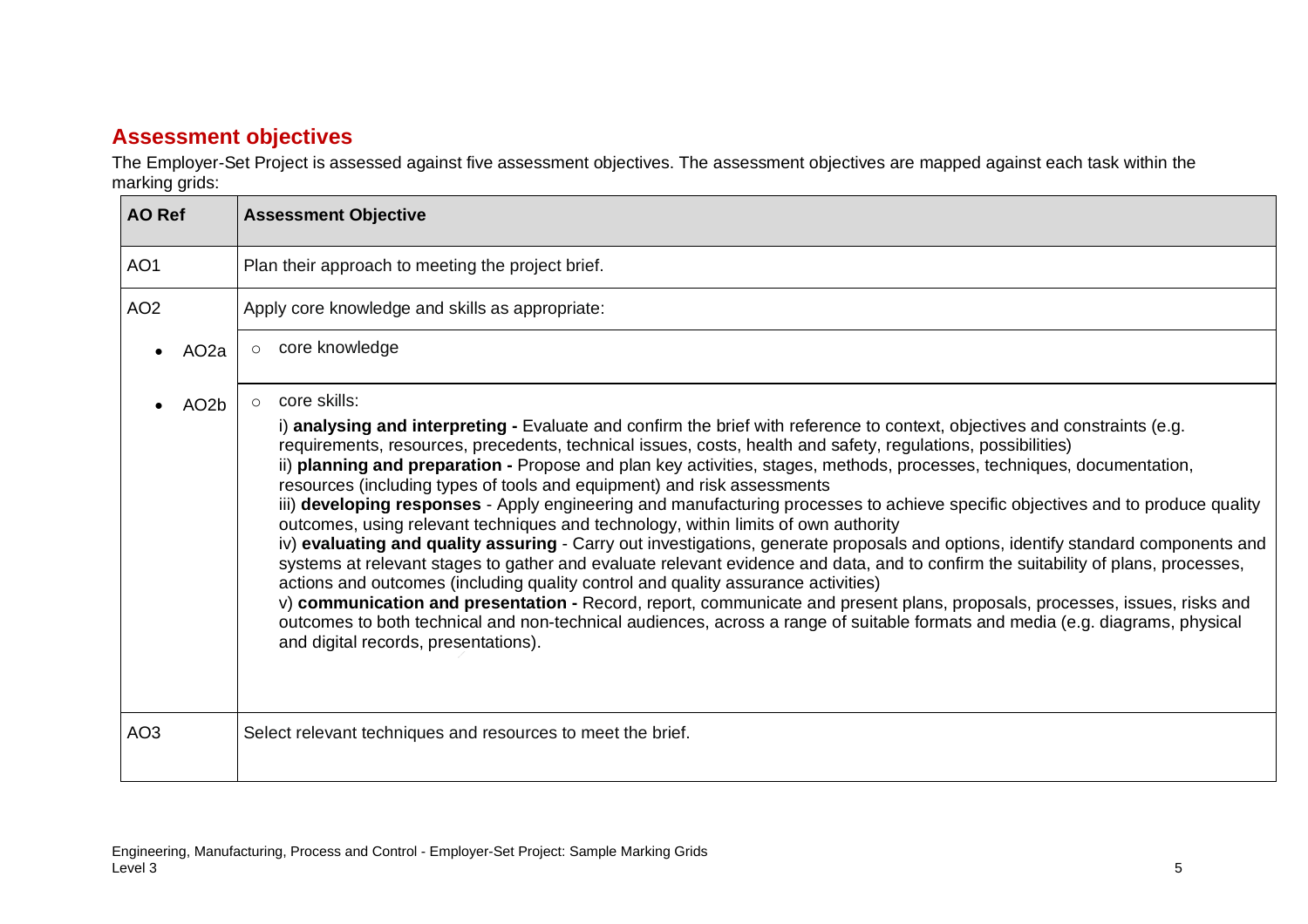## Assessment objectives

The Employer-Set Project is assessed against five assessment objectives. The assessment objectives are mapped against each task within the marking grids:

| AO Ref | Assessment Objective |
|---|---|
| AO1 | Plan their approach to meeting the project brief. |
| AO2 | Apply core knowledge and skills as appropriate: |
| • AO2a | ○ core knowledge |
| • AO2b | ○ core skills:<br>i) **analysing and interpreting -** Evaluate and confirm the brief with reference to context, objectives and constraints (e.g. requirements, resources, precedents, technical issues, costs, health and safety, regulations, possibilities)<br>ii) **planning and preparation -** Propose and plan key activities, stages, methods, processes, techniques, documentation, resources (including types of tools and equipment) and risk assessments<br>iii) **developing responses** - Apply engineering and manufacturing processes to achieve specific objectives and to produce quality outcomes, using relevant techniques and technology, within limits of own authority<br>iv) **evaluating and quality assuring** - Carry out investigations, generate proposals and options, identify standard components and systems at relevant stages to gather and evaluate relevant evidence and data, and to confirm the suitability of plans, processes, actions and outcomes (including quality control and quality assurance activities)<br>v) **communication and presentation -** Record, report, communicate and present plans, proposals, processes, issues, risks and outcomes to both technical and non-technical audiences, across a range of suitable formats and media (e.g. diagrams, physical and digital records, presentations). |
| AO3 | Select relevant techniques and resources to meet the brief. |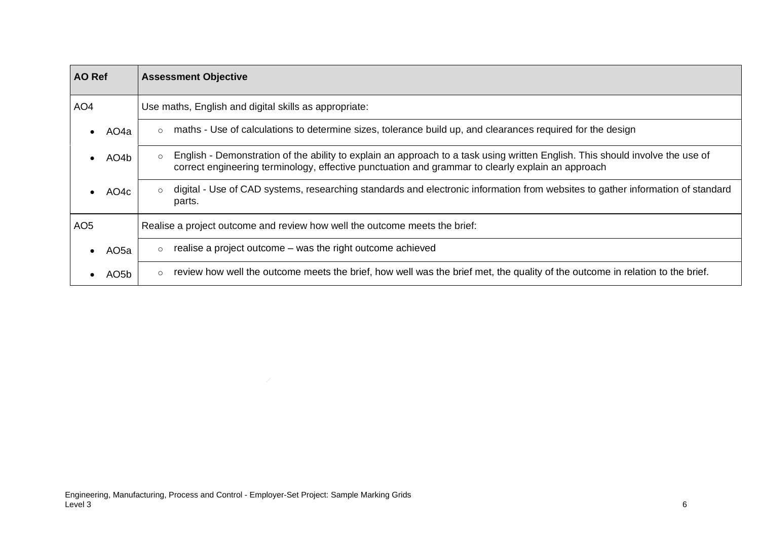| AO Ref | Assessment Objective |
|---|---|
| AO4 | Use maths, English and digital skills as appropriate: |
| • AO4a | ○ maths - Use of calculations to determine sizes, tolerance build up, and clearances required for the design |
| • AO4b | ○ English - Demonstration of the ability to explain an approach to a task using written English. This should involve the use of correct engineering terminology, effective punctuation and grammar to clearly explain an approach |
| • AO4c | ○ digital - Use of CAD systems, researching standards and electronic information from websites to gather information of standard parts. |
| AO5 | Realise a project outcome and review how well the outcome meets the brief: |
| • AO5a | ○ realise a project outcome – was the right outcome achieved |
| • AO5b | ○ review how well the outcome meets the brief, how well was the brief met, the quality of the outcome in relation to the brief. |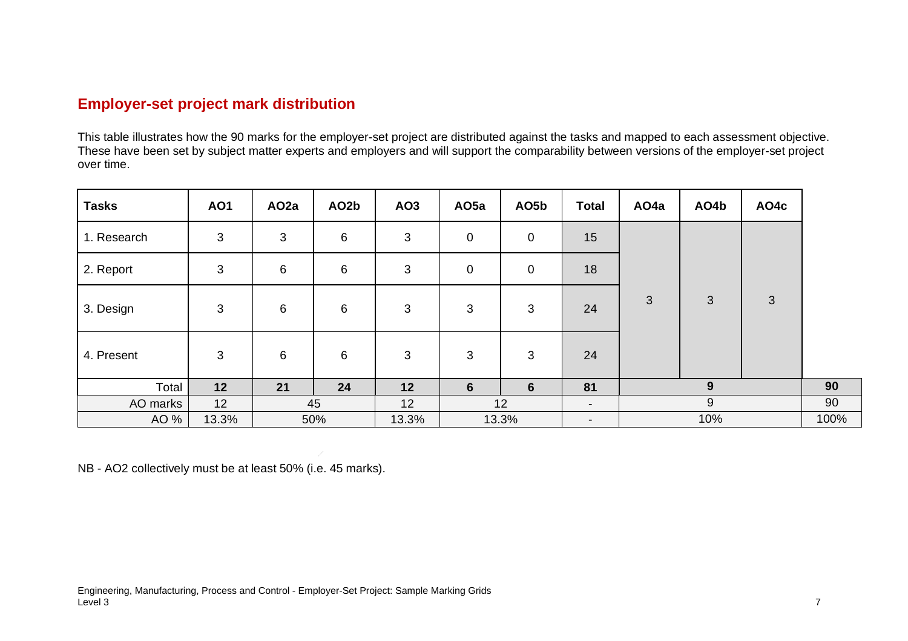## Employer-set project mark distribution

This table illustrates how the 90 marks for the employer-set project are distributed against the tasks and mapped to each assessment objective. These have been set by subject matter experts and employers and will support the comparability between versions of the employer-set project over time.

| Tasks | AO1 | AO2a | AO2b | AO3 | AO5a | AO5b | Total | AO4a | AO4b | AO4c | |
|---|---|---|---|---|---|---|---|---|---|---|---|
| 1. Research | 3 | 3 | 6 | 3 | 0 | 0 | 15 | 3 | 3 | 3 | |
| 2. Report | 3 | 6 | 6 | 3 | 0 | 0 | 18 | | | | |
| 3. Design | 3 | 6 | 6 | 3 | 3 | 3 | 24 | | | | |
| 4. Present | 3 | 6 | 6 | 3 | 3 | 3 | 24 | | | | |
| Total | **12** | **21** | **24** | **12** | **6** | **6** | **81** | **9** | | | **90** |
| AO marks | 12 | 45 | | 12 | 12 | | - | 9 | | | 90 |
| AO % | 13.3% | 50% | | 13.3% | 13.3% | | - | 10% | | | 100% |

NB - AO2 collectively must be at least 50% (i.e. 45 marks).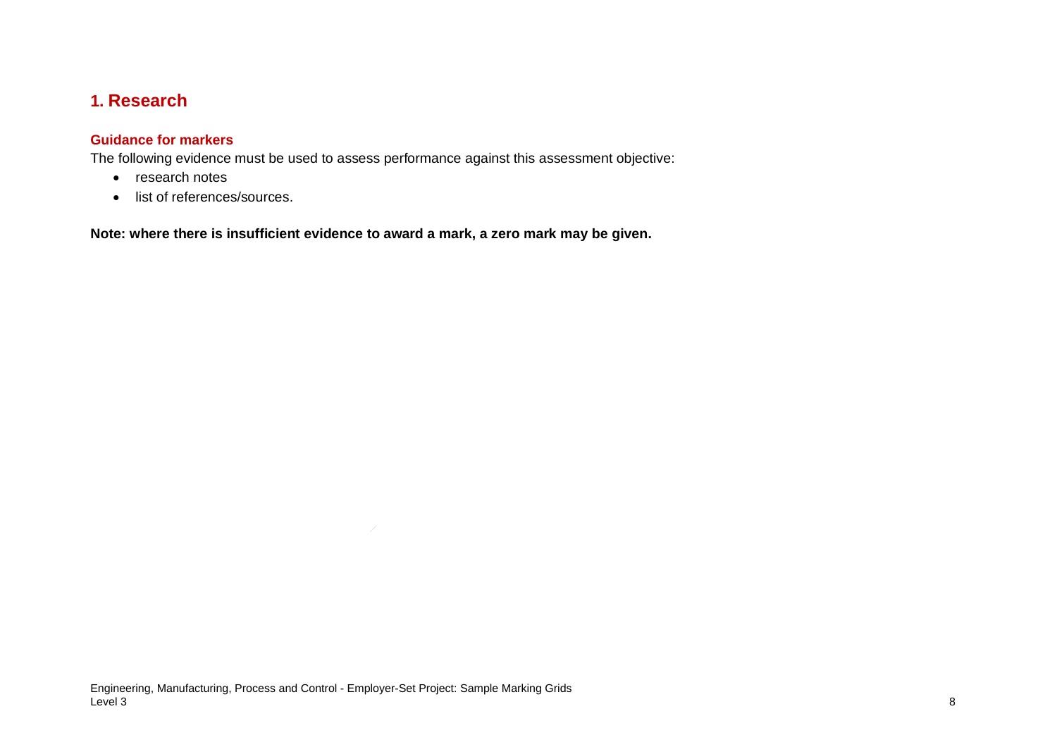## 1. Research

### Guidance for markers

The following evidence must be used to assess performance against this assessment objective:

- research notes
- list of references/sources.

**Note: where there is insufficient evidence to award a mark, a zero mark may be given.**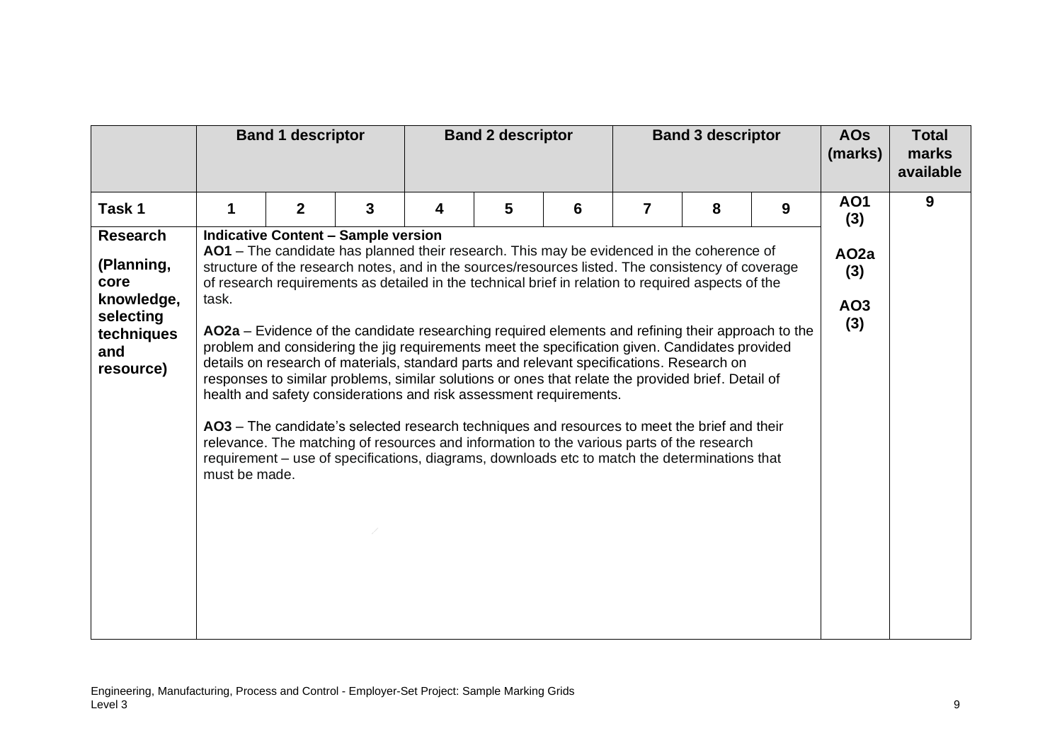| | Band 1 descriptor | | | Band 2 descriptor | | | Band 3 descriptor | | | AOs (marks) | Total marks available |
|---|---|---|---|---|---|---|---|---|---|---|---|
| **Task 1** | **1** | **2** | **3** | **4** | **5** | **6** | **7** | **8** | **9** | **AO1 (3)** | **9** |
| **Research (Planning, core knowledge, selecting techniques and resource)** | **Indicative Content – Sample version**<br>**AO1** – The candidate has planned their research. This may be evidenced in the coherence of structure of the research notes, and in the sources/resources listed. The consistency of coverage of research requirements as detailed in the technical brief in relation to required aspects of the task.<br><br>**AO2a** – Evidence of the candidate researching required elements and refining their approach to the problem and considering the jig requirements meet the specification given. Candidates provided details on research of materials, standard parts and relevant specifications. Research on responses to similar problems, similar solutions or ones that relate the provided brief. Detail of health and safety considerations and risk assessment requirements.<br><br>**AO3** – The candidate's selected research techniques and resources to meet the brief and their relevance. The matching of resources and information to the various parts of the research requirement – use of specifications, diagrams, downloads etc to match the determinations that must be made. | | | | | | | | | **AO2a (3)**<br><br>**AO3 (3)** | |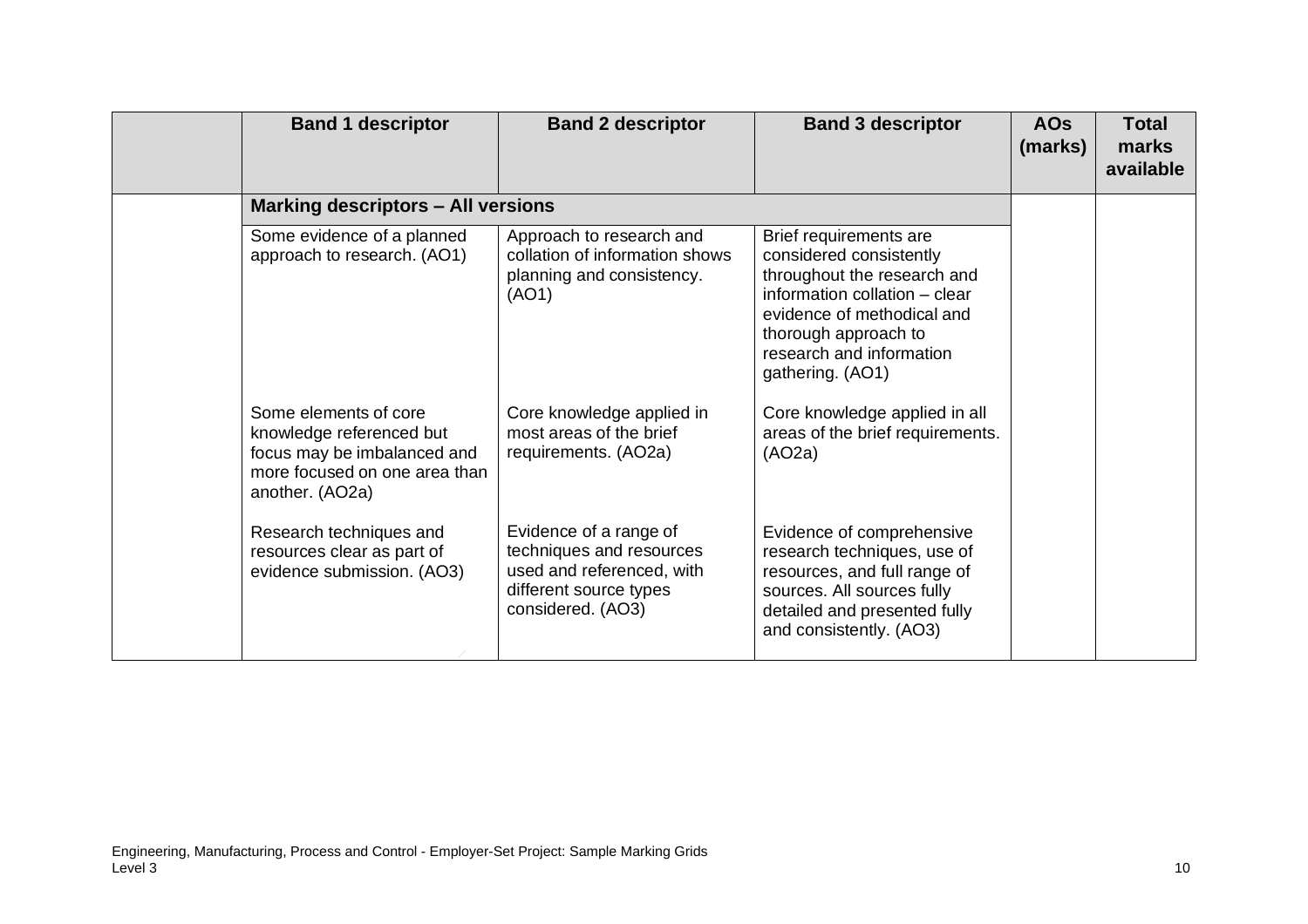| | Band 1 descriptor | Band 2 descriptor | Band 3 descriptor | AOs (marks) | Total marks available |
|---|---|---|---|---|---|
| | **Marking descriptors – All versions** | | | | |
| | Some evidence of a planned approach to research. (AO1) | Approach to research and collation of information shows planning and consistency. (AO1) | Brief requirements are considered consistently throughout the research and information collation – clear evidence of methodical and thorough approach to research and information gathering. (AO1) | | |
| | Some elements of core knowledge referenced but focus may be imbalanced and more focused on one area than another. (AO2a) | Core knowledge applied in most areas of the brief requirements. (AO2a) | Core knowledge applied in all areas of the brief requirements. (AO2a) | | |
| | Research techniques and resources clear as part of evidence submission. (AO3) | Evidence of a range of techniques and resources used and referenced, with different source types considered. (AO3) | Evidence of comprehensive research techniques, use of resources, and full range of sources. All sources fully detailed and presented fully and consistently. (AO3) | | |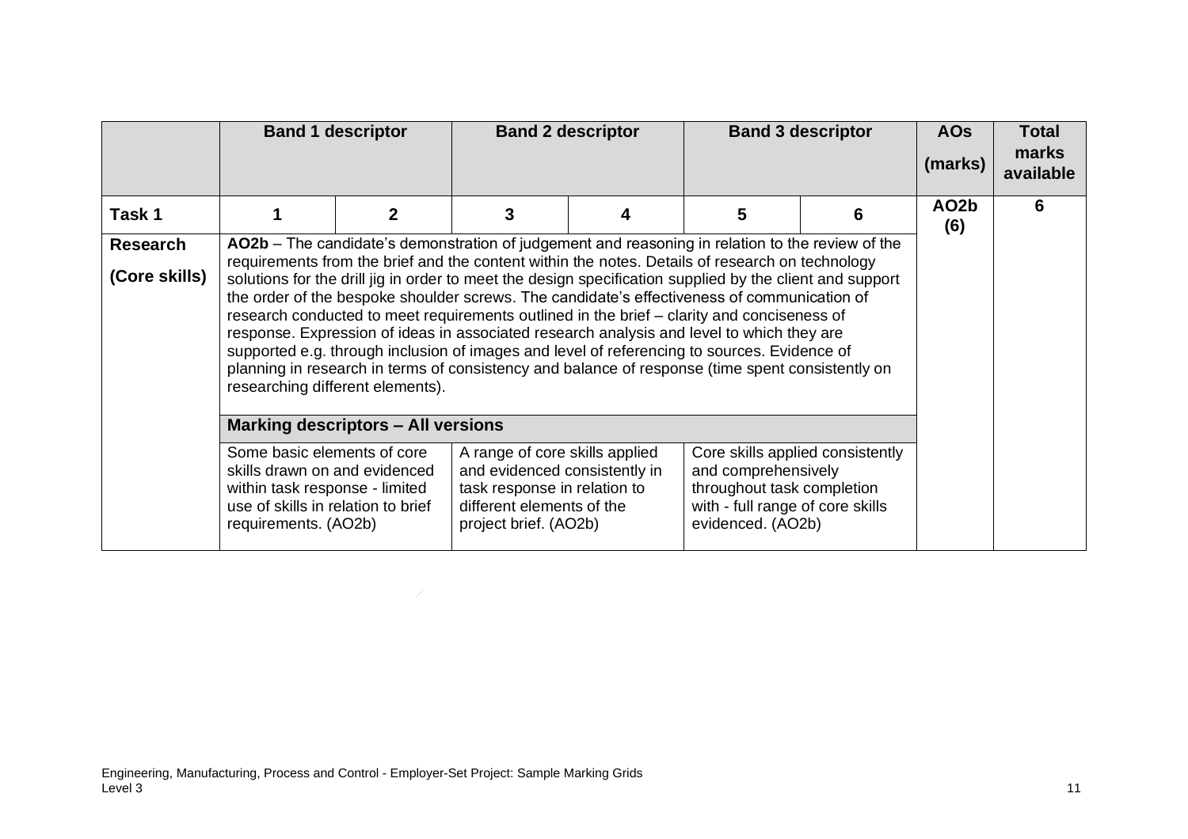| | Band 1 descriptor | | Band 2 descriptor | | Band 3 descriptor | | AOs (marks) | Total marks available |
|---|---|---|---|---|---|---|---|---|
| **Task 1** | **1** | **2** | **3** | **4** | **5** | **6** | **AO2b (6)** | **6** |
| **Research (Core skills)** | **AO2b** – The candidate's demonstration of judgement and reasoning in relation to the review of the requirements from the brief and the content within the notes. Details of research on technology solutions for the drill jig in order to meet the design specification supplied by the client and support the order of the bespoke shoulder screws. The candidate's effectiveness of communication of research conducted to meet requirements outlined in the brief – clarity and conciseness of response. Expression of ideas in associated research analysis and level to which they are supported e.g. through inclusion of images and level of referencing to sources. Evidence of planning in research in terms of consistency and balance of response (time spent consistently on researching different elements). | | | | | | | |
| | **Marking descriptors – All versions** | | | | | | | |
| | Some basic elements of core skills drawn on and evidenced within task response - limited use of skills in relation to brief requirements. (AO2b) | | A range of core skills applied and evidenced consistently in task response in relation to different elements of the project brief. (AO2b) | | Core skills applied consistently and comprehensively throughout task completion with - full range of core skills evidenced. (AO2b) | | | |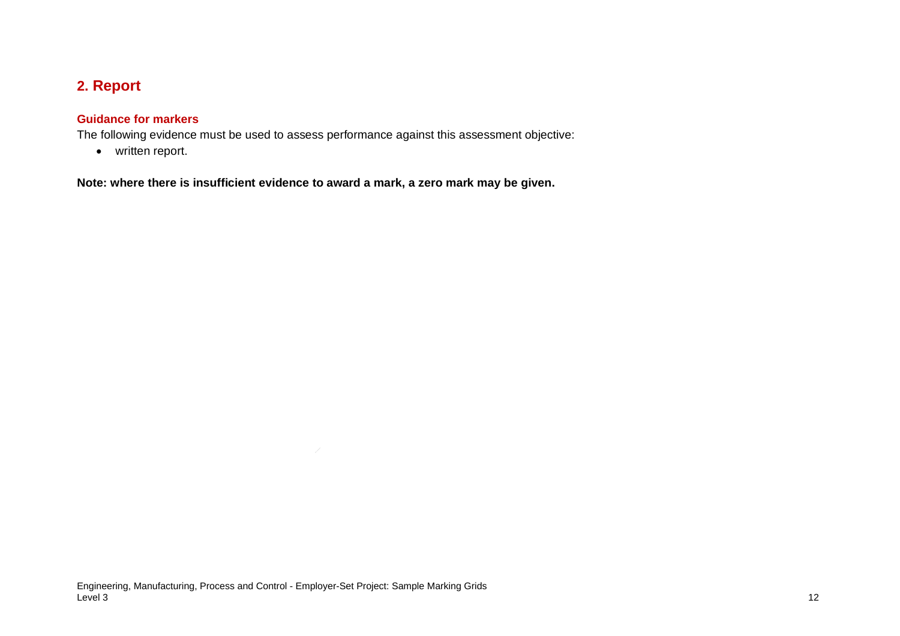## 2. Report

### Guidance for markers

The following evidence must be used to assess performance against this assessment objective:

- written report.

**Note: where there is insufficient evidence to award a mark, a zero mark may be given.**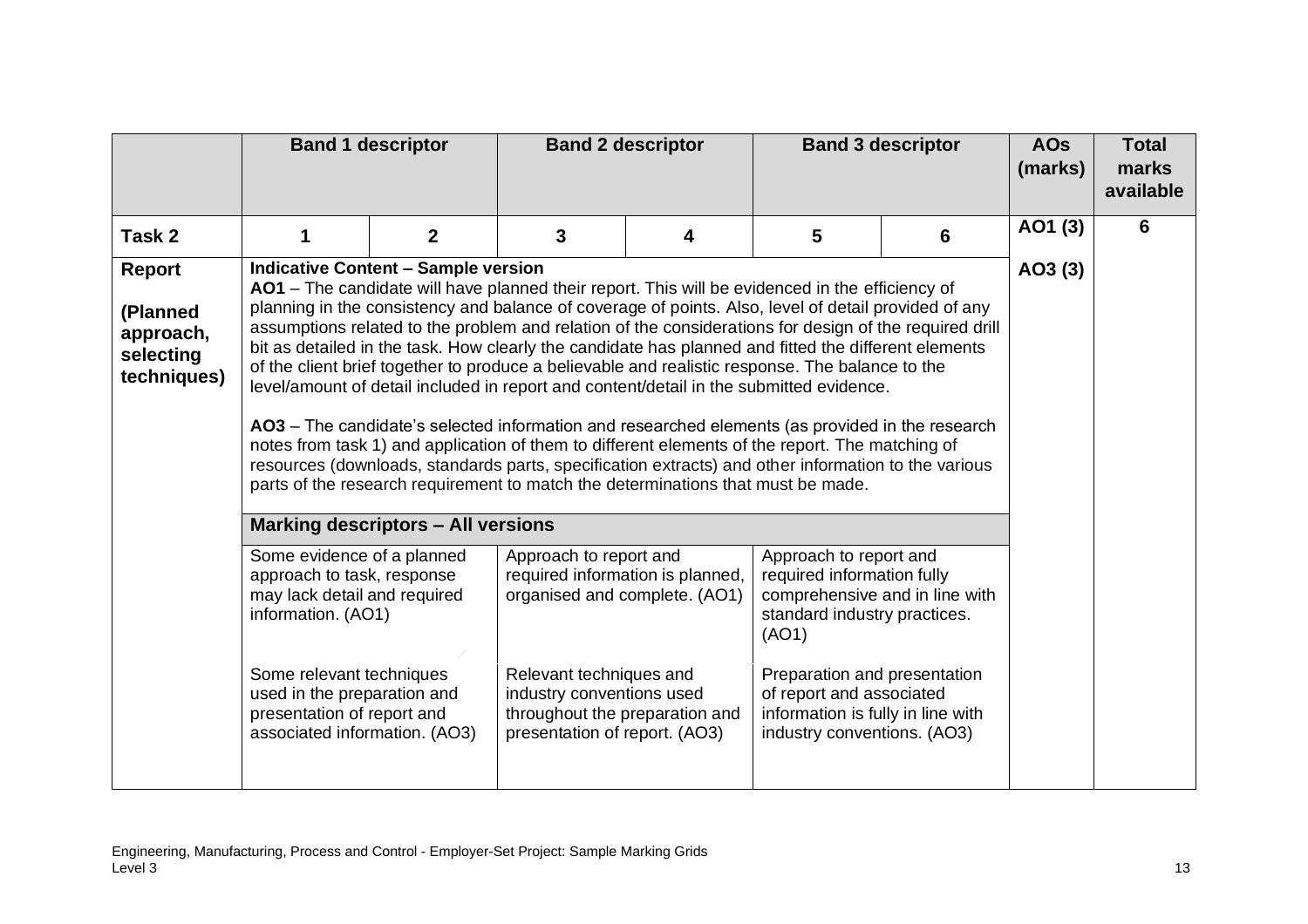| | Band 1 descriptor | | Band 2 descriptor | | Band 3 descriptor | | AOs (marks) | Total marks available |
|---|---|---|---|---|---|---|---|---|
| **Task 2** | **1** | **2** | **3** | **4** | **5** | **6** | **AO1 (3)** | **6** |
| **Report**<br><br>**(Planned approach, selecting techniques)** | **Indicative Content – Sample version**<br>**AO1** – The candidate will have planned their report. This will be evidenced in the efficiency of planning in the consistency and balance of coverage of points. Also, level of detail provided of any assumptions related to the problem and relation of the considerations for design of the required drill bit as detailed in the task. How clearly the candidate has planned and fitted the different elements of the client brief together to produce a believable and realistic response. The balance to the level/amount of detail included in report and content/detail in the submitted evidence.<br><br>**AO3** – The candidate's selected information and researched elements (as provided in the research notes from task 1) and application of them to different elements of the report. The matching of resources (downloads, standards parts, specification extracts) and other information to the various parts of the research requirement to match the determinations that must be made. | | | | | | **AO3 (3)** | |
| | **Marking descriptors – All versions** | | | | | | | |
| | Some evidence of a planned approach to task, response may lack detail and required information. (AO1)<br><br>Some relevant techniques used in the preparation and presentation of report and associated information. (AO3) | | Approach to report and required information is planned, organised and complete. (AO1)<br><br>Relevant techniques and industry conventions used throughout the preparation and presentation of report. (AO3) | | Approach to report and required information fully comprehensive and in line with standard industry practices. (AO1)<br><br>Preparation and presentation of report and associated information is fully in line with industry conventions. (AO3) | | | |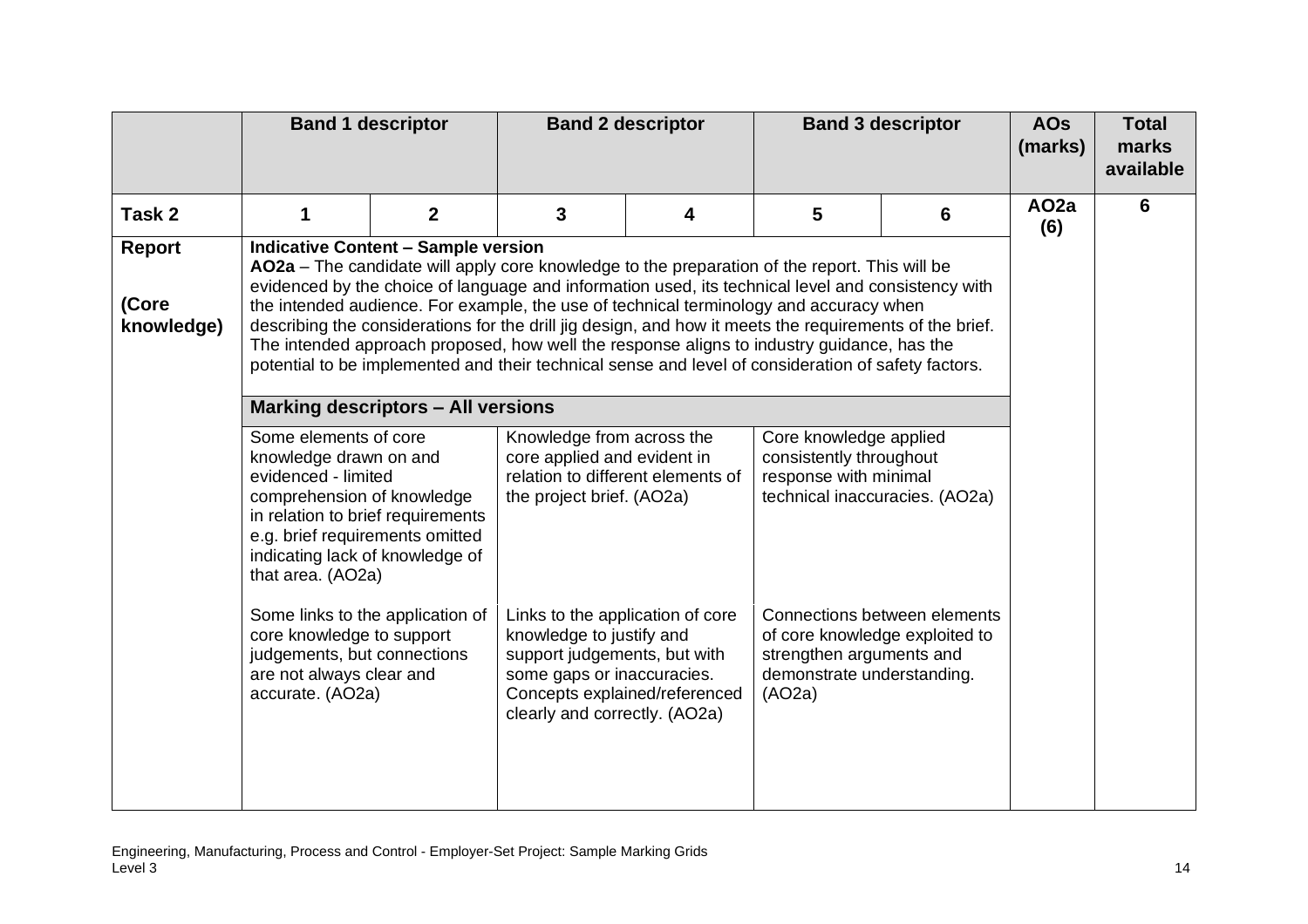| | Band 1 descriptor | | Band 2 descriptor | | Band 3 descriptor | | AOs (marks) | Total marks available |
|---|---|---|---|---|---|---|---|---|
| **Task 2** | **1** | **2** | **3** | **4** | **5** | **6** | **AO2a (6)** | **6** |
| **Report** **(Core knowledge)** | **Indicative Content – Sample version** **AO2a** – The candidate will apply core knowledge to the preparation of the report. This will be evidenced by the choice of language and information used, its technical level and consistency with the intended audience. For example, the use of technical terminology and accuracy when describing the considerations for the drill jig design, and how it meets the requirements of the brief. The intended approach proposed, how well the response aligns to industry guidance, has the potential to be implemented and their technical sense and level of consideration of safety factors. | | | | | | | |
| | **Marking descriptors – All versions** | | | | | | | |
| | Some elements of core knowledge drawn on and evidenced - limited comprehension of knowledge in relation to brief requirements e.g. brief requirements omitted indicating lack of knowledge of that area. (AO2a) | | Knowledge from across the core applied and evident in relation to different elements of the project brief. (AO2a) | | Core knowledge applied consistently throughout response with minimal technical inaccuracies. (AO2a) | | | |
| | Some links to the application of core knowledge to support judgements, but connections are not always clear and accurate. (AO2a) | | Links to the application of core knowledge to justify and support judgements, but with some gaps or inaccuracies. Concepts explained/referenced clearly and correctly. (AO2a) | | Connections between elements of core knowledge exploited to strengthen arguments and demonstrate understanding. (AO2a) | | | |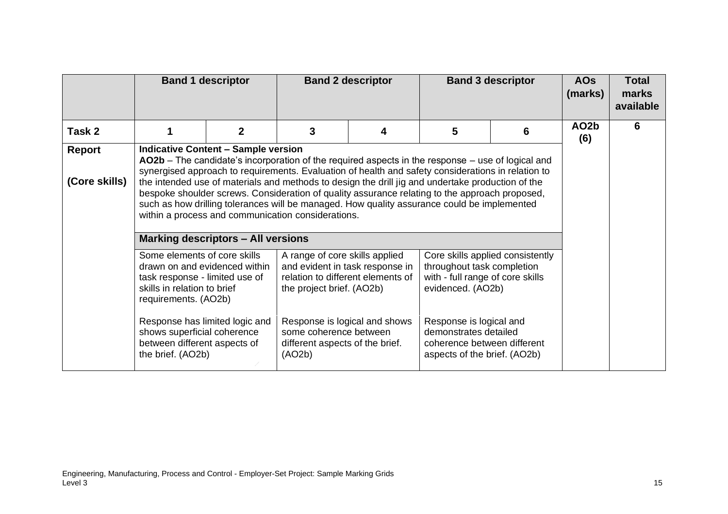| | Band 1 descriptor | | Band 2 descriptor | | Band 3 descriptor | | AOs (marks) | Total marks available |
|---|---|---|---|---|---|---|---|---|
| **Task 2** | **1** | **2** | **3** | **4** | **5** | **6** | **AO2b (6)** | **6** |
| **Report**<br><br>**(Core skills)** | **Indicative Content – Sample version**<br>**AO2b** – The candidate's incorporation of the required aspects in the response – use of logical and synergised approach to requirements. Evaluation of health and safety considerations in relation to the intended use of materials and methods to design the drill jig and undertake production of the bespoke shoulder screws. Consideration of quality assurance relating to the approach proposed, such as how drilling tolerances will be managed. How quality assurance could be implemented within a process and communication considerations. | | | | | | | |
| | **Marking descriptors – All versions** | | | | | | | |
| | Some elements of core skills drawn on and evidenced within task response - limited use of skills in relation to brief requirements. (AO2b)<br><br>Response has limited logic and shows superficial coherence between different aspects of the brief. (AO2b) | | A range of core skills applied and evident in task response in relation to different elements of the project brief. (AO2b)<br><br>Response is logical and shows some coherence between different aspects of the brief. (AO2b) | | Core skills applied consistently throughout task completion with - full range of core skills evidenced. (AO2b)<br><br>Response is logical and demonstrates detailed coherence between different aspects of the brief. (AO2b) | | | |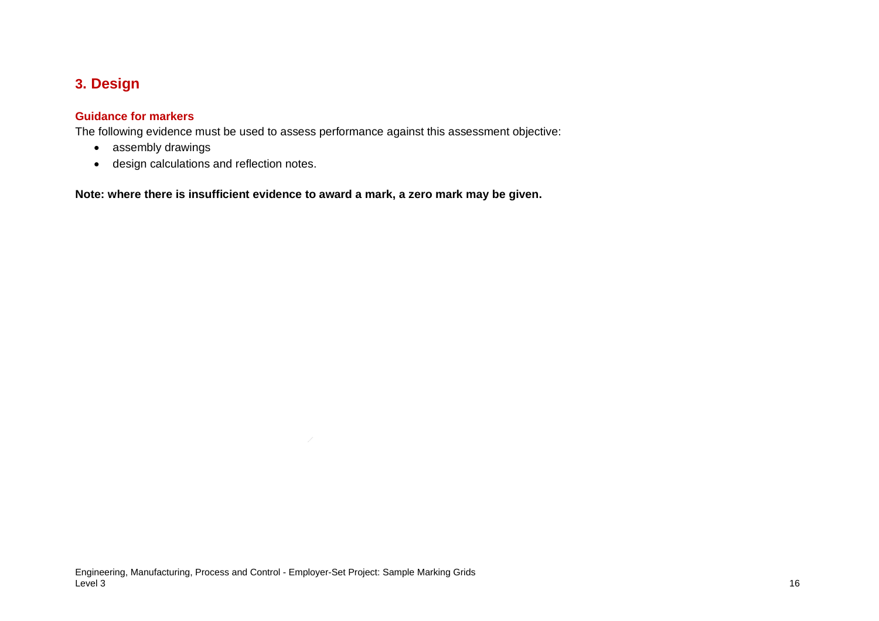## 3. Design

### Guidance for markers

The following evidence must be used to assess performance against this assessment objective:

- assembly drawings
- design calculations and reflection notes.

**Note: where there is insufficient evidence to award a mark, a zero mark may be given.**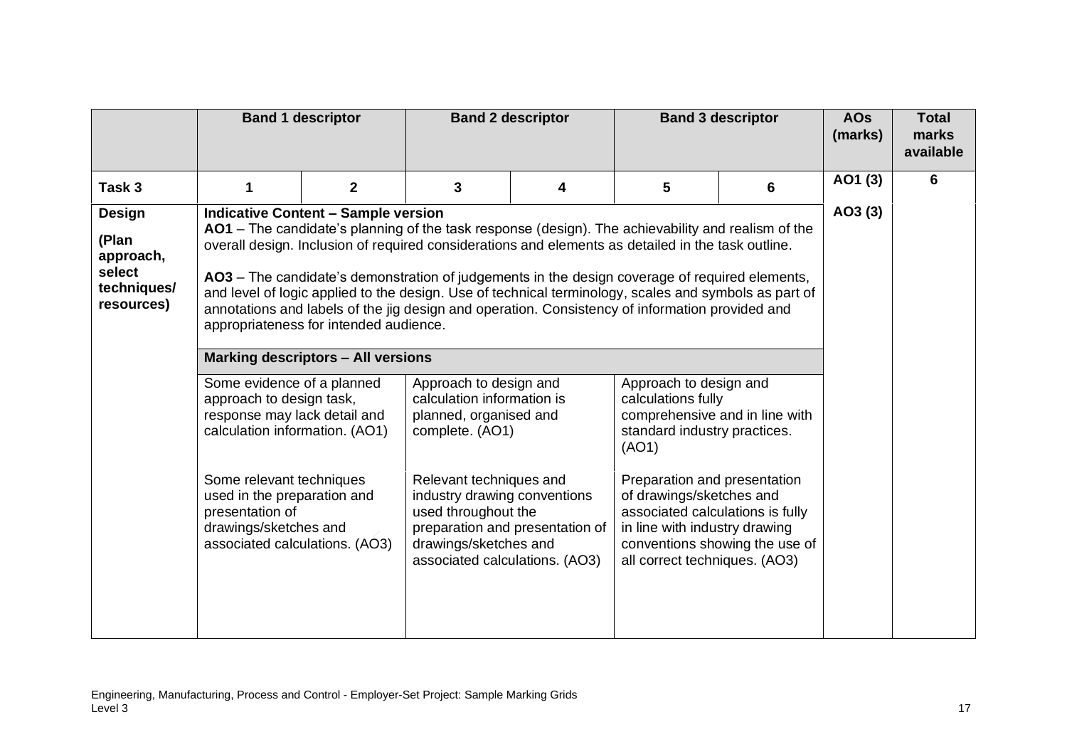| | Band 1 descriptor | | Band 2 descriptor | | Band 3 descriptor | | AOs (marks) | Total marks available |
|---|---|---|---|---|---|---|---|---|
| **Task 3** | **1** | **2** | **3** | **4** | **5** | **6** | **AO1 (3)** | **6** |
| **Design (Plan approach, select techniques/ resources)** | **Indicative Content – Sample version** **AO1** – The candidate's planning of the task response (design). The achievability and realism of the overall design. Inclusion of required considerations and elements as detailed in the task outline. **AO3** – The candidate's demonstration of judgements in the design coverage of required elements, and level of logic applied to the design. Use of technical terminology, scales and symbols as part of annotations and labels of the jig design and operation. Consistency of information provided and appropriateness for intended audience. | | | | | | **AO3 (3)** | |
| | **Marking descriptors – All versions** | | | | | | | |
| | Some evidence of a planned approach to design task, response may lack detail and calculation information. (AO1) Some relevant techniques used in the preparation and presentation of drawings/sketches and associated calculations. (AO3) | | Approach to design and calculation information is planned, organised and complete. (AO1) Relevant techniques and industry drawing conventions used throughout the preparation and presentation of drawings/sketches and associated calculations. (AO3) | | Approach to design and calculations fully comprehensive and in line with standard industry practices. (AO1) Preparation and presentation of drawings/sketches and associated calculations is fully in line with industry drawing conventions showing the use of all correct techniques. (AO3) | | | |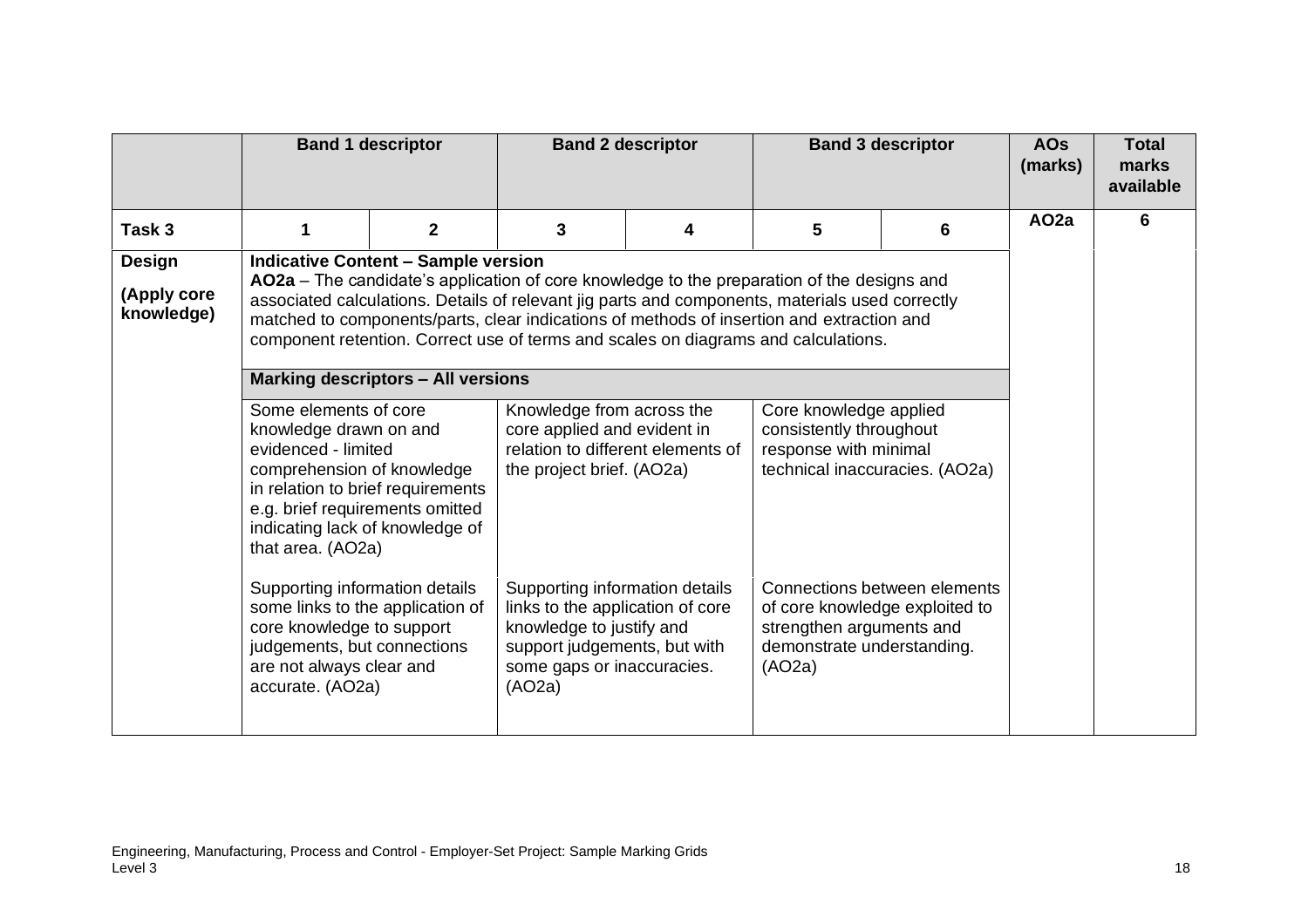| | Band 1 descriptor | | Band 2 descriptor | | Band 3 descriptor | | AOs (marks) | Total marks available |
|---|---|---|---|---|---|---|---|---|
| **Task 3** | 1 | 2 | 3 | 4 | 5 | 6 | AO2a | 6 |
| **Design (Apply core knowledge)** | **Indicative Content – Sample version** **AO2a** – The candidate's application of core knowledge to the preparation of the designs and associated calculations. Details of relevant jig parts and components, materials used correctly matched to components/parts, clear indications of methods of insertion and extraction and component retention. Correct use of terms and scales on diagrams and calculations. | | | | | | | |
| | **Marking descriptors – All versions** | | | | | | | |
| | Some elements of core knowledge drawn on and evidenced - limited comprehension of knowledge in relation to brief requirements e.g. brief requirements omitted indicating lack of knowledge of that area. (AO2a) | | Knowledge from across the core applied and evident in relation to different elements of the project brief. (AO2a) | | Core knowledge applied consistently throughout response with minimal technical inaccuracies. (AO2a) | | | |
| | Supporting information details some links to the application of core knowledge to support judgements, but connections are not always clear and accurate. (AO2a) | | Supporting information details links to the application of core knowledge to justify and support judgements, but with some gaps or inaccuracies. (AO2a) | | Connections between elements of core knowledge exploited to strengthen arguments and demonstrate understanding. (AO2a) | | | |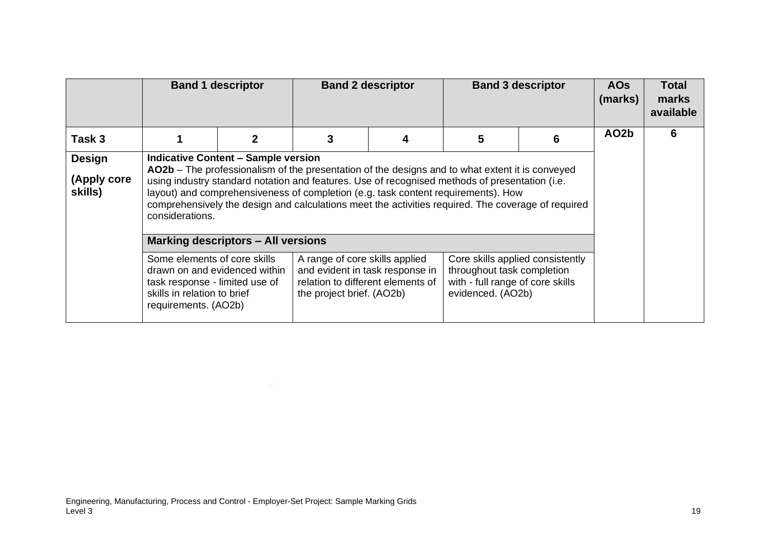| | Band 1 descriptor | | Band 2 descriptor | | Band 3 descriptor | | AOs (marks) | Total marks available |
|---|---|---|---|---|---|---|---|---|
| **Task 3** | **1** | **2** | **3** | **4** | **5** | **6** | **AO2b** | **6** |
| **Design (Apply core skills)** | **Indicative Content – Sample version**<br>**AO2b** – The professionalism of the presentation of the designs and to what extent it is conveyed using industry standard notation and features. Use of recognised methods of presentation (i.e. layout) and comprehensiveness of completion (e.g. task content requirements). How comprehensively the design and calculations meet the activities required. The coverage of required considerations. | | | | | | | |
| | **Marking descriptors – All versions** | | | | | | | |
| | Some elements of core skills drawn on and evidenced within task response - limited use of skills in relation to brief requirements. (AO2b) | | A range of core skills applied and evident in task response in relation to different elements of the project brief. (AO2b) | | Core skills applied consistently throughout task completion with - full range of core skills evidenced. (AO2b) | | | |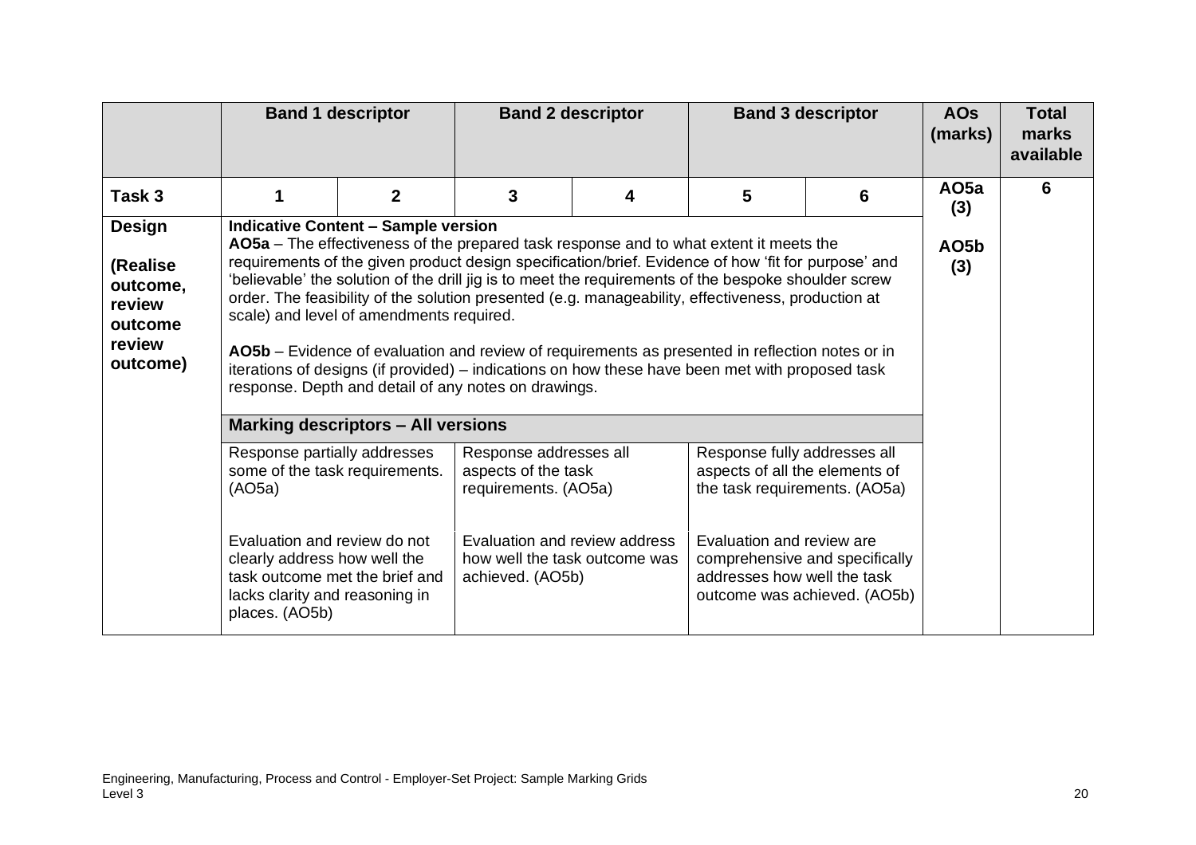| | Band 1 descriptor | | Band 2 descriptor | | Band 3 descriptor | | AOs (marks) | Total marks available |
|---|---|---|---|---|---|---|---|---|
| **Task 3** | **1** | **2** | **3** | **4** | **5** | **6** | **AO5a (3)** | **6** |
| **Design (Realise outcome, review outcome review outcome)** | **Indicative Content – Sample version**<br>**AO5a** – The effectiveness of the prepared task response and to what extent it meets the requirements of the given product design specification/brief. Evidence of how 'fit for purpose' and 'believable' the solution of the drill jig is to meet the requirements of the bespoke shoulder screw order. The feasibility of the solution presented (e.g. manageability, effectiveness, production at scale) and level of amendments required.<br><br>**AO5b** – Evidence of evaluation and review of requirements as presented in reflection notes or in iterations of designs (if provided) – indications on how these have been met with proposed task response. Depth and detail of any notes on drawings. | | | | | | **AO5b (3)** | |
| | **Marking descriptors – All versions** | | | | | | | |
| | Response partially addresses some of the task requirements. (AO5a)<br><br>Evaluation and review do not clearly address how well the task outcome met the brief and lacks clarity and reasoning in places. (AO5b) | | Response addresses all aspects of the task requirements. (AO5a)<br><br>Evaluation and review address how well the task outcome was achieved. (AO5b) | | Response fully addresses all aspects of all the elements of the task requirements. (AO5a)<br><br>Evaluation and review are comprehensive and specifically addresses how well the task outcome was achieved. (AO5b) | | | |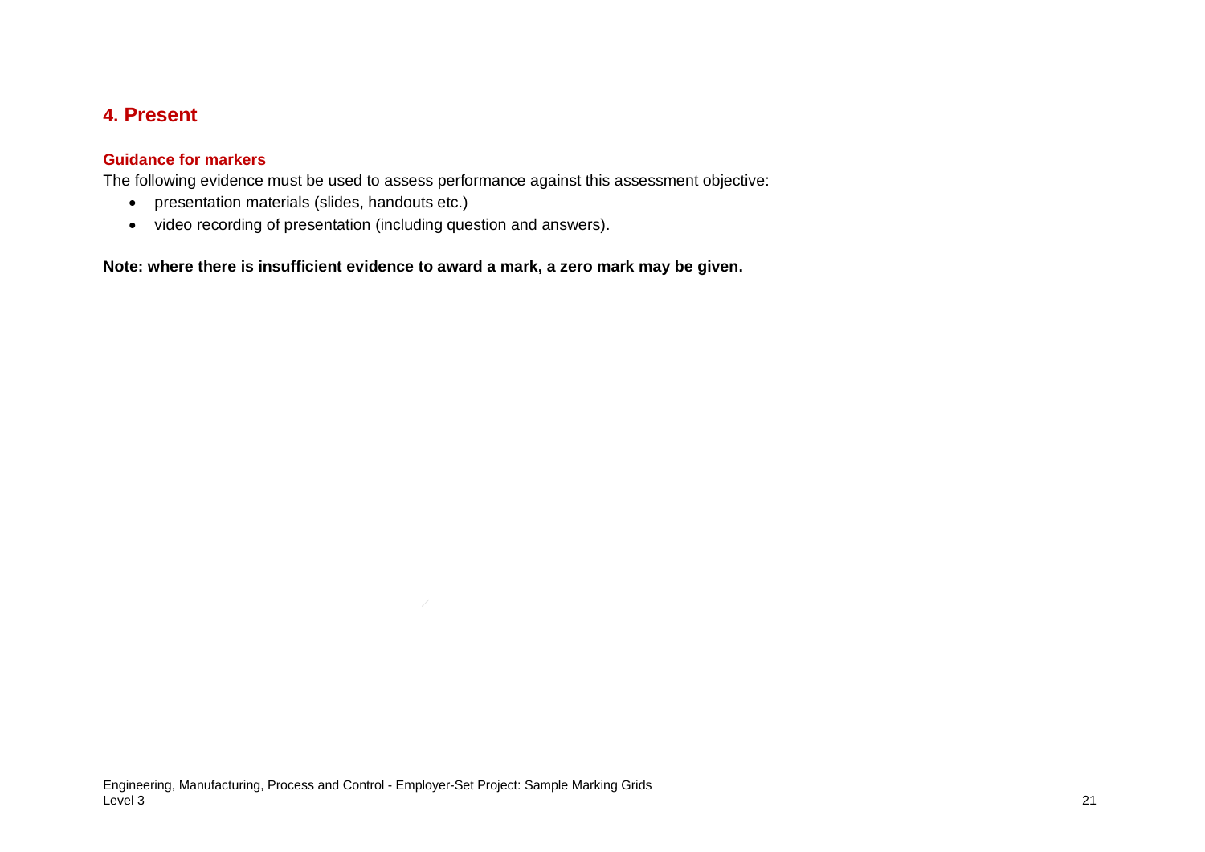## 4. Present

### Guidance for markers

The following evidence must be used to assess performance against this assessment objective:

- presentation materials (slides, handouts etc.)
- video recording of presentation (including question and answers).

**Note: where there is insufficient evidence to award a mark, a zero mark may be given.**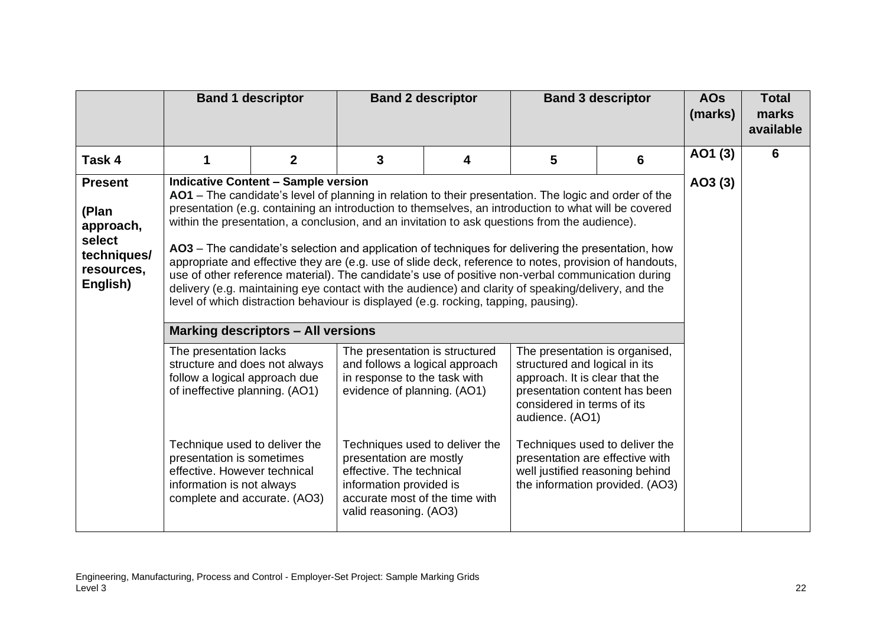| | Band 1 descriptor | | Band 2 descriptor | | Band 3 descriptor | | AOs (marks) | Total marks available |
|---|---|---|---|---|---|---|---|---|
| **Task 4** | **1** | **2** | **3** | **4** | **5** | **6** | **AO1 (3)** | **6** |
| **Present**<br><br>**(Plan approach, select techniques/ resources, English)** | **Indicative Content – Sample version**<br>**AO1** – The candidate's level of planning in relation to their presentation. The logic and order of the presentation (e.g. containing an introduction to themselves, an introduction to what will be covered within the presentation, a conclusion, and an invitation to ask questions from the audience).<br><br>**AO3** – The candidate's selection and application of techniques for delivering the presentation, how appropriate and effective they are (e.g. use of slide deck, reference to notes, provision of handouts, use of other reference material). The candidate's use of positive non-verbal communication during delivery (e.g. maintaining eye contact with the audience) and clarity of speaking/delivery, and the level of which distraction behaviour is displayed (e.g. rocking, tapping, pausing). | | | | | | **AO3 (3)** | |
| | **Marking descriptors – All versions** | | | | | | | |
| | The presentation lacks structure and does not always follow a logical approach due of ineffective planning. (AO1)<br><br>Technique used to deliver the presentation is sometimes effective. However technical information is not always complete and accurate. (AO3) | | The presentation is structured and follows a logical approach in response to the task with evidence of planning. (AO1)<br><br>Techniques used to deliver the presentation are mostly effective. The technical information provided is accurate most of the time with valid reasoning. (AO3) | | The presentation is organised, structured and logical in its approach. It is clear that the presentation content has been considered in terms of its audience. (AO1)<br><br>Techniques used to deliver the presentation are effective with well justified reasoning behind the information provided. (AO3) | | | |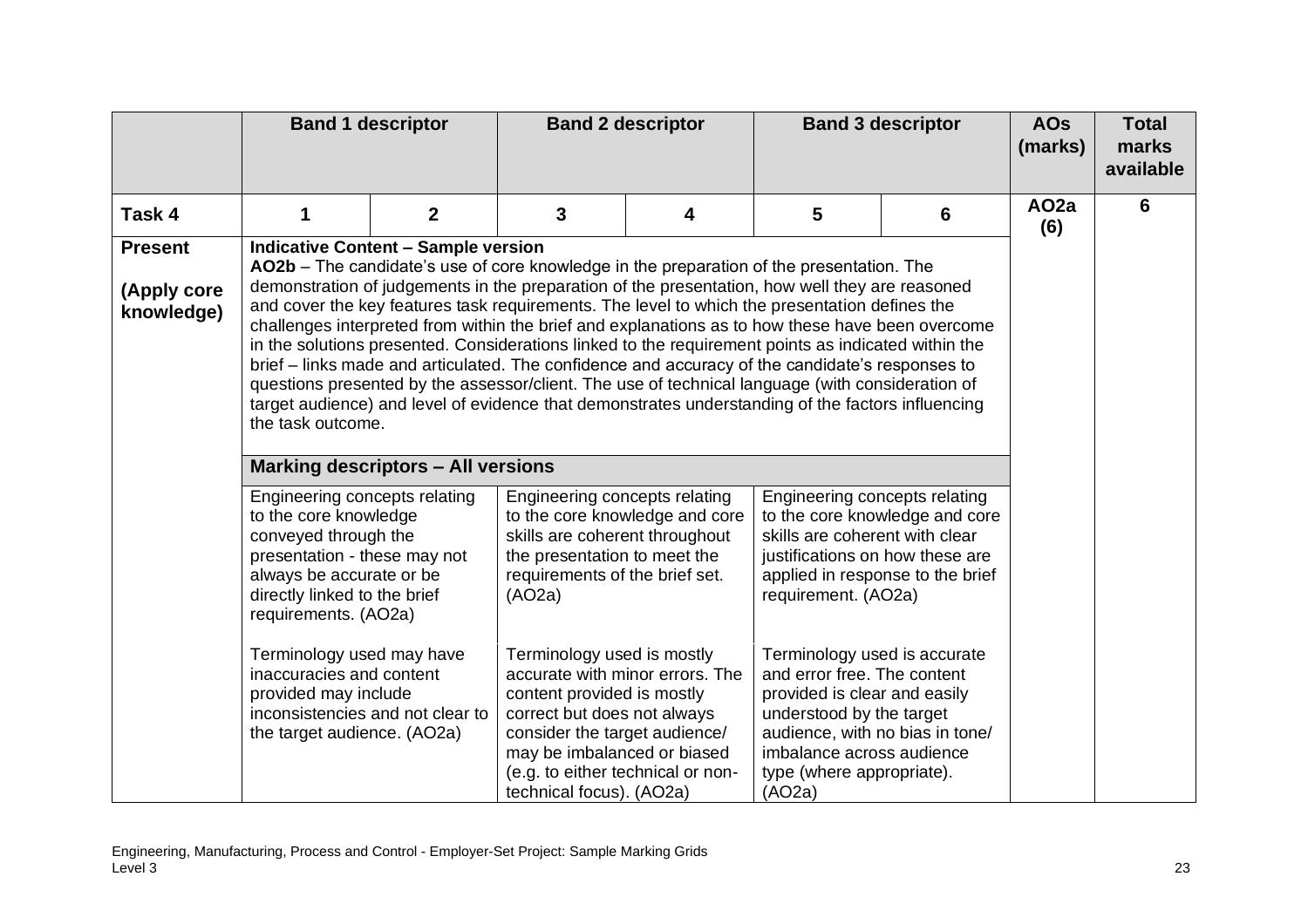| | Band 1 descriptor | | Band 2 descriptor | | Band 3 descriptor | | AOs (marks) | Total marks available |
|---|---|---|---|---|---|---|---|---|
| **Task 4** | **1** | **2** | **3** | **4** | **5** | **6** | **AO2a (6)** | **6** |
| **Present** <br> **(Apply core knowledge)** | **Indicative Content – Sample version** <br> **AO2b** – The candidate's use of core knowledge in the preparation of the presentation. The demonstration of judgements in the preparation of the presentation, how well they are reasoned and cover the key features task requirements. The level to which the presentation defines the challenges interpreted from within the brief and explanations as to how these have been overcome in the solutions presented. Considerations linked to the requirement points as indicated within the brief – links made and articulated. The confidence and accuracy of the candidate's responses to questions presented by the assessor/client. The use of technical language (with consideration of target audience) and level of evidence that demonstrates understanding of the factors influencing the task outcome. | | | | | | | |
| | **Marking descriptors – All versions** | | | | | | | |
| | Engineering concepts relating to the core knowledge conveyed through the presentation - these may not always be accurate or be directly linked to the brief requirements. (AO2a) <br><br> Terminology used may have inaccuracies and content provided may include inconsistencies and not clear to the target audience. (AO2a) | | Engineering concepts relating to the core knowledge and core skills are coherent throughout the presentation to meet the requirements of the brief set. (AO2a) <br><br> Terminology used is mostly accurate with minor errors. The content provided is mostly correct but does not always consider the target audience/ may be imbalanced or biased (e.g. to either technical or non-technical focus). (AO2a) | | Engineering concepts relating to the core knowledge and core skills are coherent with clear justifications on how these are applied in response to the brief requirement. (AO2a) <br><br> Terminology used is accurate and error free. The content provided is clear and easily understood by the target audience, with no bias in tone/ imbalance across audience type (where appropriate). (AO2a) | | | |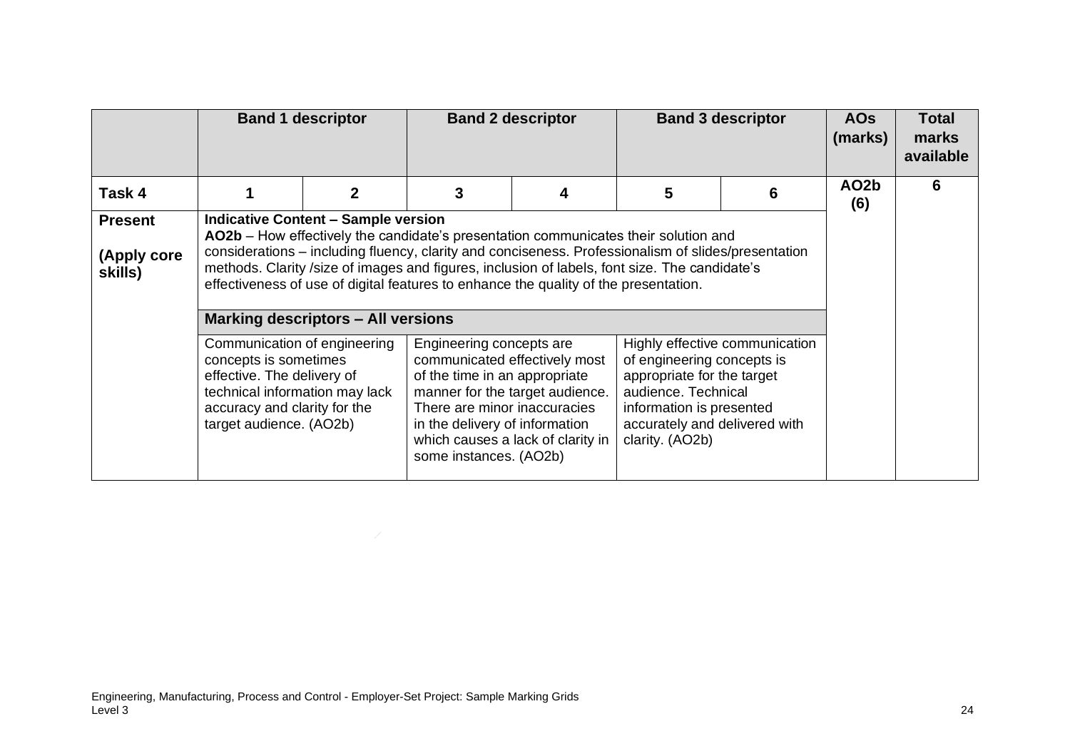| | Band 1 descriptor | | Band 2 descriptor | | Band 3 descriptor | | AOs (marks) | Total marks available |
|---|---|---|---|---|---|---|---|---|
| **Task 4** | **1** | **2** | **3** | **4** | **5** | **6** | **AO2b (6)** | **6** |
| **Present**<br><br>**(Apply core skills)** | **Indicative Content – Sample version**<br>**AO2b** – How effectively the candidate's presentation communicates their solution and considerations – including fluency, clarity and conciseness. Professionalism of slides/presentation methods. Clarity /size of images and figures, inclusion of labels, font size. The candidate's effectiveness of use of digital features to enhance the quality of the presentation. | | | | | | | |
| | **Marking descriptors – All versions** | | | | | | | |
| | Communication of engineering concepts is sometimes effective. The delivery of technical information may lack accuracy and clarity for the target audience. (AO2b) | | Engineering concepts are communicated effectively most of the time in an appropriate manner for the target audience. There are minor inaccuracies in the delivery of information which causes a lack of clarity in some instances. (AO2b) | | Highly effective communication of engineering concepts is appropriate for the target audience. Technical information is presented accurately and delivered with clarity. (AO2b) | | | |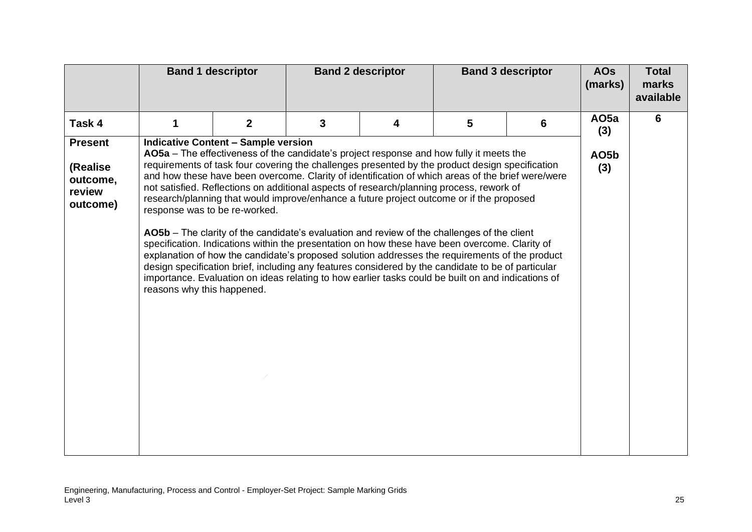| | Band 1 descriptor | | Band 2 descriptor | | Band 3 descriptor | | AOs (marks) | Total marks available |
|---|---|---|---|---|---|---|---|---|
| **Task 4** | **1** | **2** | **3** | **4** | **5** | **6** | **AO5a (3)** | **6** |
| **Present**<br><br>**(Realise outcome, review outcome)** | **Indicative Content – Sample version**<br>**AO5a** – The effectiveness of the candidate's project response and how fully it meets the requirements of task four covering the challenges presented by the product design specification and how these have been overcome. Clarity of identification of which areas of the brief were/were not satisfied. Reflections on additional aspects of research/planning process, rework of research/planning that would improve/enhance a future project outcome or if the proposed response was to be re-worked.<br><br>**AO5b** – The clarity of the candidate's evaluation and review of the challenges of the client specification. Indications within the presentation on how these have been overcome. Clarity of explanation of how the candidate's proposed solution addresses the requirements of the product design specification brief, including any features considered by the candidate to be of particular importance. Evaluation on ideas relating to how earlier tasks could be built on and indications of reasons why this happened. | | | | | | **AO5b (3)** | |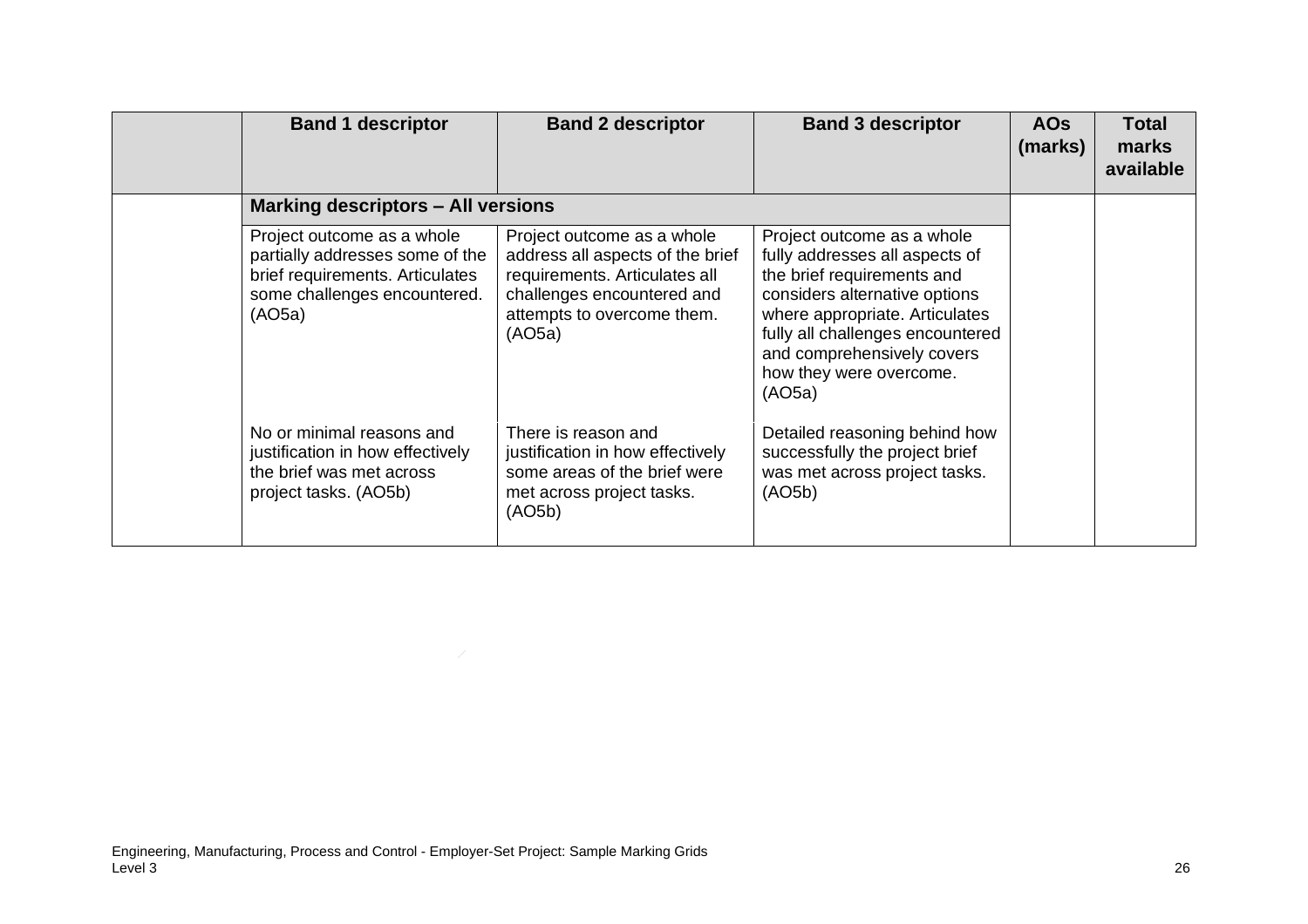| | Band 1 descriptor | Band 2 descriptor | Band 3 descriptor | AOs (marks) | Total marks available |
|---|---|---|---|---|---|
| | **Marking descriptors – All versions** | | | | |
| | Project outcome as a whole partially addresses some of the brief requirements. Articulates some challenges encountered. (AO5a) | Project outcome as a whole address all aspects of the brief requirements. Articulates all challenges encountered and attempts to overcome them. (AO5a) | Project outcome as a whole fully addresses all aspects of the brief requirements and considers alternative options where appropriate. Articulates fully all challenges encountered and comprehensively covers how they were overcome. (AO5a) | | |
| | No or minimal reasons and justification in how effectively the brief was met across project tasks. (AO5b) | There is reason and justification in how effectively some areas of the brief were met across project tasks. (AO5b) | Detailed reasoning behind how successfully the project brief was met across project tasks. (AO5b) | | |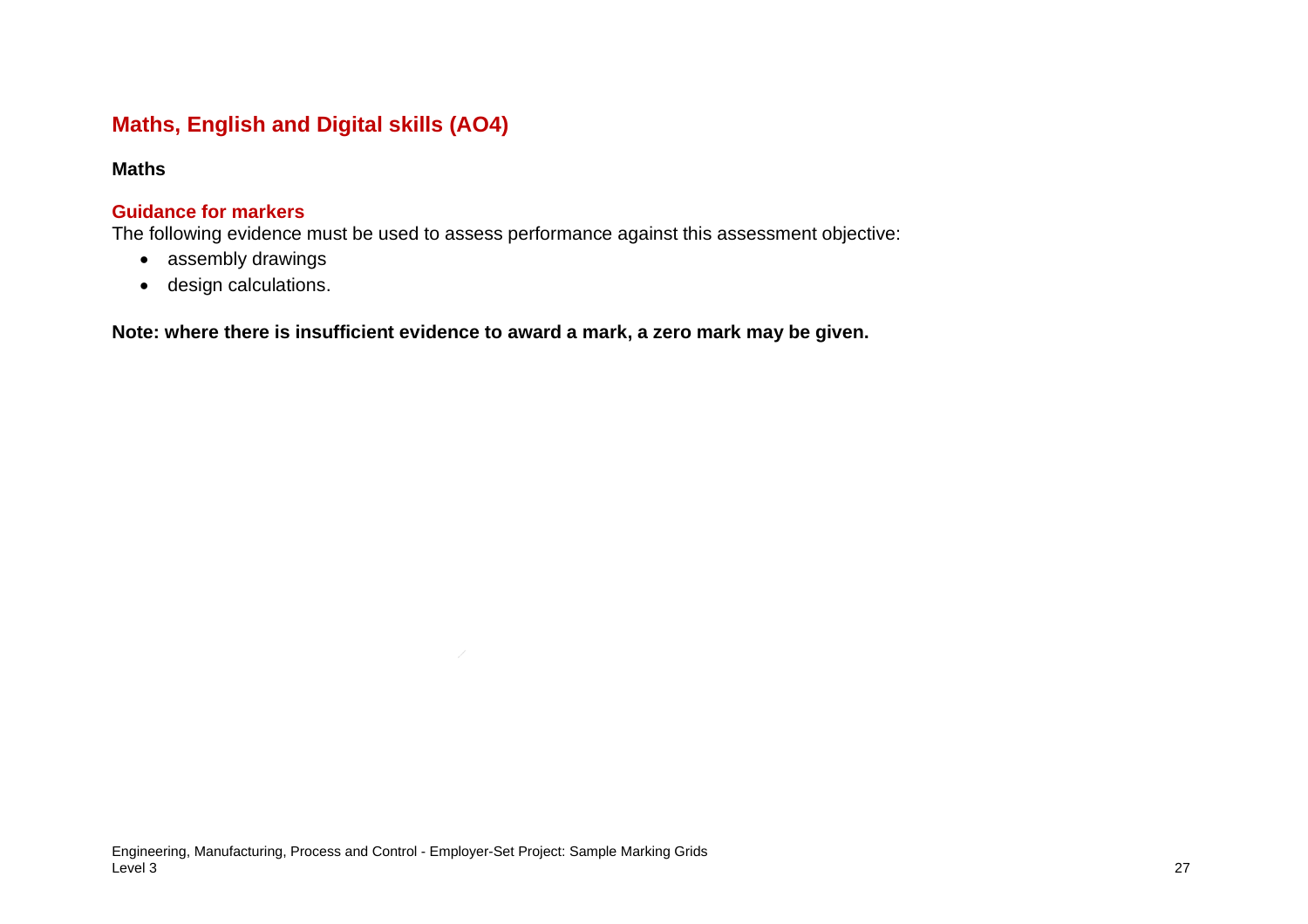## Maths, English and Digital skills (AO4)

**Maths**

### Guidance for markers

The following evidence must be used to assess performance against this assessment objective:

- assembly drawings
- design calculations.

**Note: where there is insufficient evidence to award a mark, a zero mark may be given.**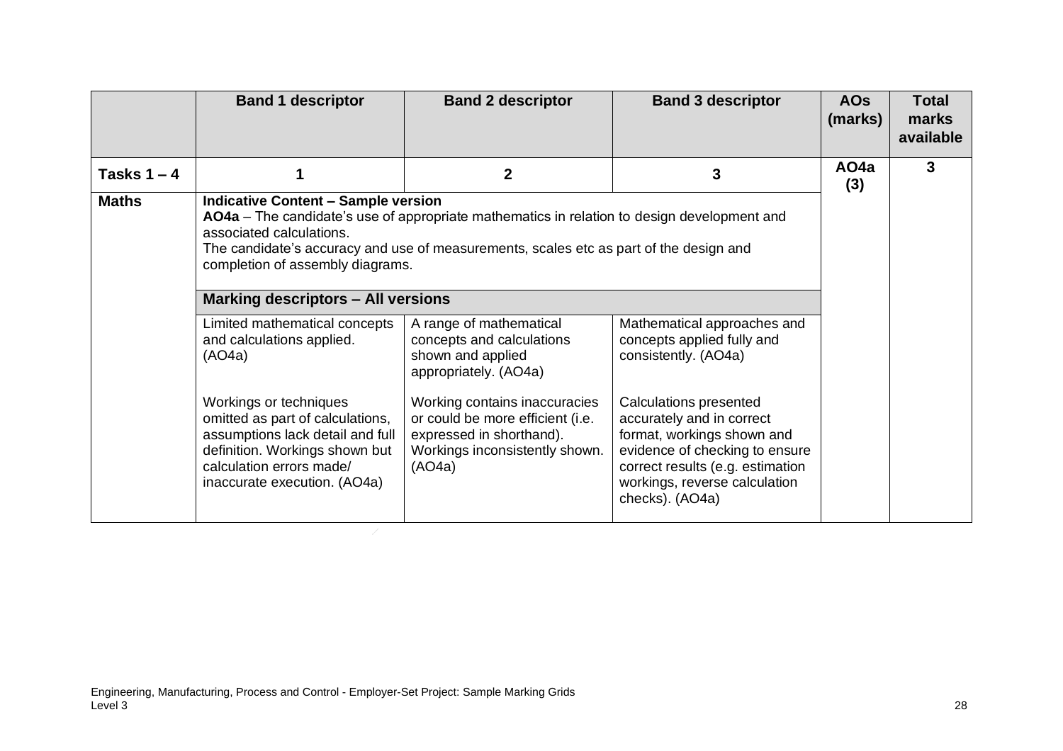| | Band 1 descriptor | Band 2 descriptor | Band 3 descriptor | AOs (marks) | Total marks available |
|---|---|---|---|---|---|
| **Tasks 1 – 4** | **1** | **2** | **3** | **AO4a (3)** | **3** |
| **Maths** | **Indicative Content – Sample version**<br>**AO4a** – The candidate's use of appropriate mathematics in relation to design development and associated calculations.<br>The candidate's accuracy and use of measurements, scales etc as part of the design and completion of assembly diagrams. | | | | |
| | **Marking descriptors – All versions** | | | | |
| | Limited mathematical concepts and calculations applied. (AO4a)<br><br>Workings or techniques omitted as part of calculations, assumptions lack detail and full definition. Workings shown but calculation errors made/ inaccurate execution. (AO4a) | A range of mathematical concepts and calculations shown and applied appropriately. (AO4a)<br><br>Working contains inaccuracies or could be more efficient (i.e. expressed in shorthand). Workings inconsistently shown. (AO4a) | Mathematical approaches and concepts applied fully and consistently. (AO4a)<br><br>Calculations presented accurately and in correct format, workings shown and evidence of checking to ensure correct results (e.g. estimation workings, reverse calculation checks). (AO4a) | | |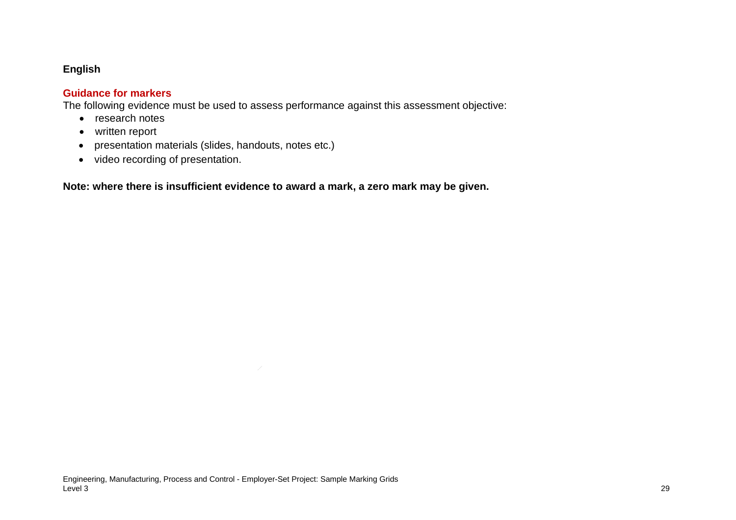**English**

**Guidance for markers**

The following evidence must be used to assess performance against this assessment objective:

- research notes
- written report
- presentation materials (slides, handouts, notes etc.)
- video recording of presentation.

**Note: where there is insufficient evidence to award a mark, a zero mark may be given.**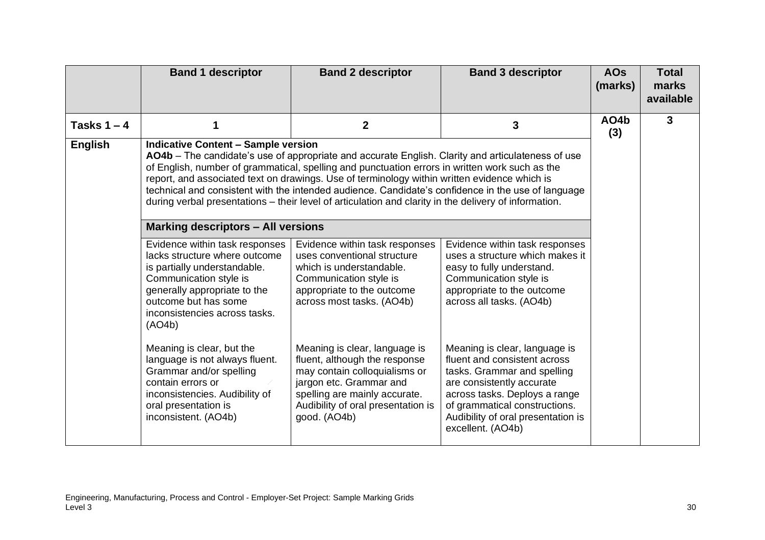| | Band 1 descriptor | Band 2 descriptor | Band 3 descriptor | AOs (marks) | Total marks available |
|---|---|---|---|---|---|
| **Tasks 1 – 4** | **1** | **2** | **3** | **AO4b (3)** | **3** |
| **English** | **Indicative Content – Sample version**<br>**AO4b** – The candidate's use of appropriate and accurate English. Clarity and articulateness of use of English, number of grammatical, spelling and punctuation errors in written work such as the report, and associated text on drawings. Use of terminology within written evidence which is technical and consistent with the intended audience. Candidate's confidence in the use of language during verbal presentations – their level of articulation and clarity in the delivery of information. | | | | |
| | **Marking descriptors – All versions** | | | | |
| | Evidence within task responses lacks structure where outcome is partially understandable. Communication style is generally appropriate to the outcome but has some inconsistencies across tasks. (AO4b)<br><br>Meaning is clear, but the language is not always fluent. Grammar and/or spelling contain errors or inconsistencies. Audibility of oral presentation is inconsistent. (AO4b) | Evidence within task responses uses conventional structure which is understandable. Communication style is appropriate to the outcome across most tasks. (AO4b)<br><br>Meaning is clear, language is fluent, although the response may contain colloquialisms or jargon etc. Grammar and spelling are mainly accurate. Audibility of oral presentation is good. (AO4b) | Evidence within task responses uses a structure which makes it easy to fully understand. Communication style is appropriate to the outcome across all tasks. (AO4b)<br><br>Meaning is clear, language is fluent and consistent across tasks. Grammar and spelling are consistently accurate across tasks. Deploys a range of grammatical constructions. Audibility of oral presentation is excellent. (AO4b) | | |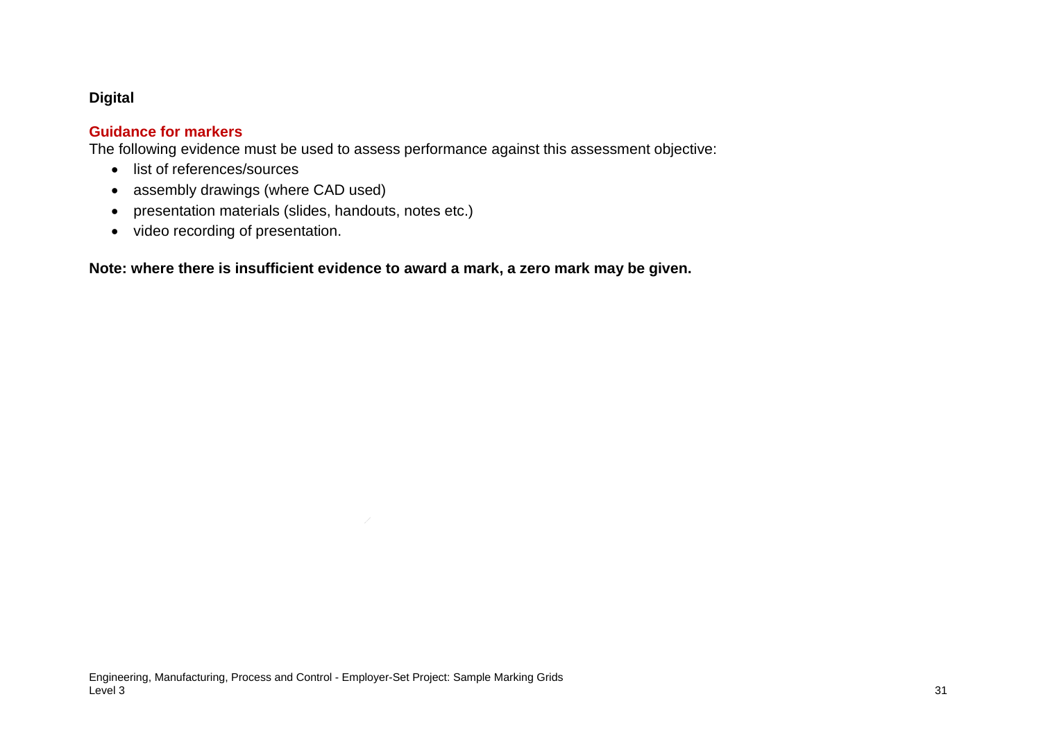**Digital**

**Guidance for markers**

The following evidence must be used to assess performance against this assessment objective:

- list of references/sources
- assembly drawings (where CAD used)
- presentation materials (slides, handouts, notes etc.)
- video recording of presentation.

**Note: where there is insufficient evidence to award a mark, a zero mark may be given.**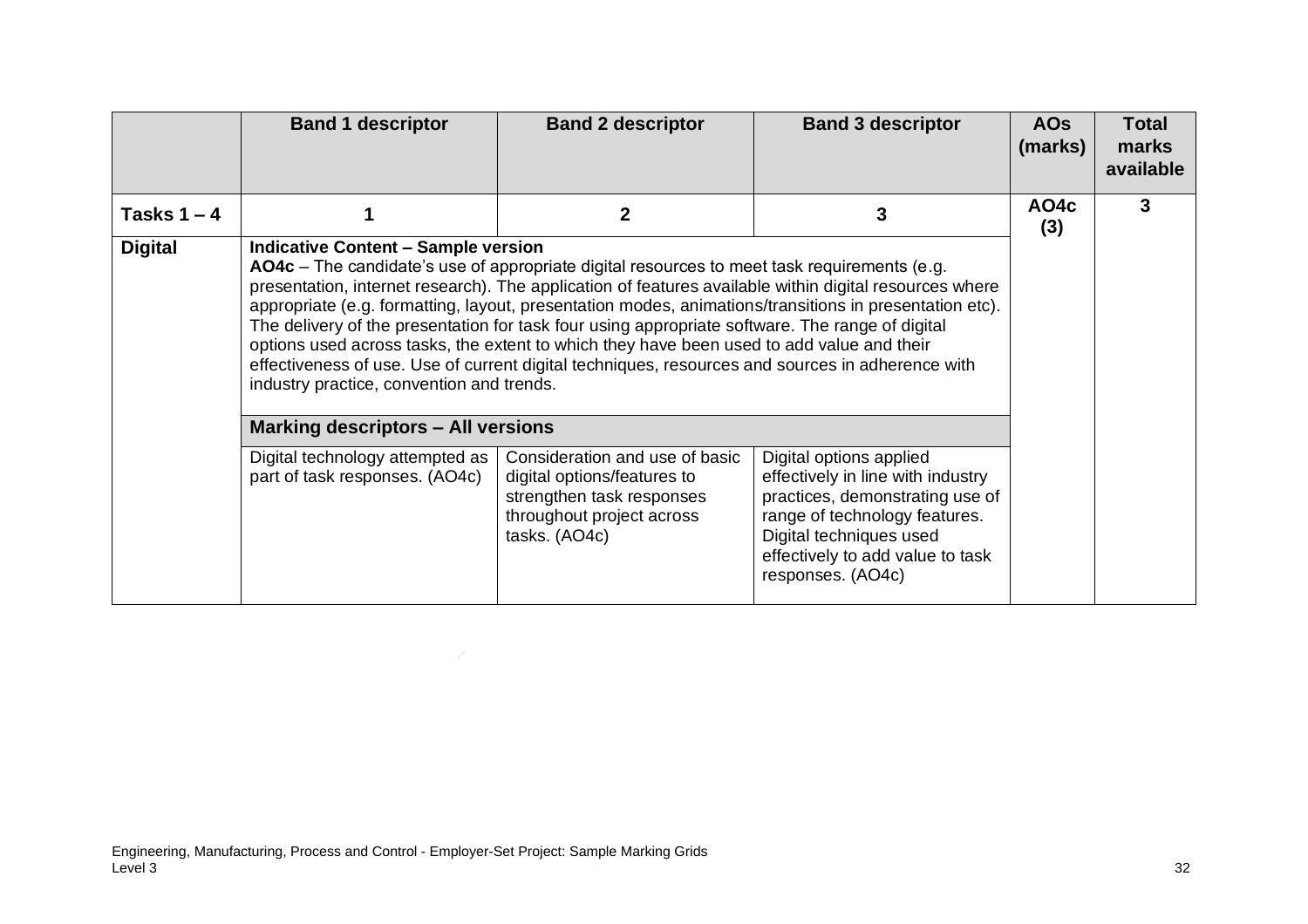| | Band 1 descriptor | Band 2 descriptor | Band 3 descriptor | AOs (marks) | Total marks available |
|---|---|---|---|---|---|
| **Tasks 1 – 4** | **1** | **2** | **3** | **AO4c (3)** | **3** |
| **Digital** | **Indicative Content – Sample version**<br>**AO4c** – The candidate's use of appropriate digital resources to meet task requirements (e.g. presentation, internet research). The application of features available within digital resources where appropriate (e.g. formatting, layout, presentation modes, animations/transitions in presentation etc). The delivery of the presentation for task four using appropriate software. The range of digital options used across tasks, the extent to which they have been used to add value and their effectiveness of use. Use of current digital techniques, resources and sources in adherence with industry practice, convention and trends. | | | | |
| | **Marking descriptors – All versions** | | | | |
| | Digital technology attempted as part of task responses. (AO4c) | Consideration and use of basic digital options/features to strengthen task responses throughout project across tasks. (AO4c) | Digital options applied effectively in line with industry practices, demonstrating use of range of technology features. Digital techniques used effectively to add value to task responses. (AO4c) | | |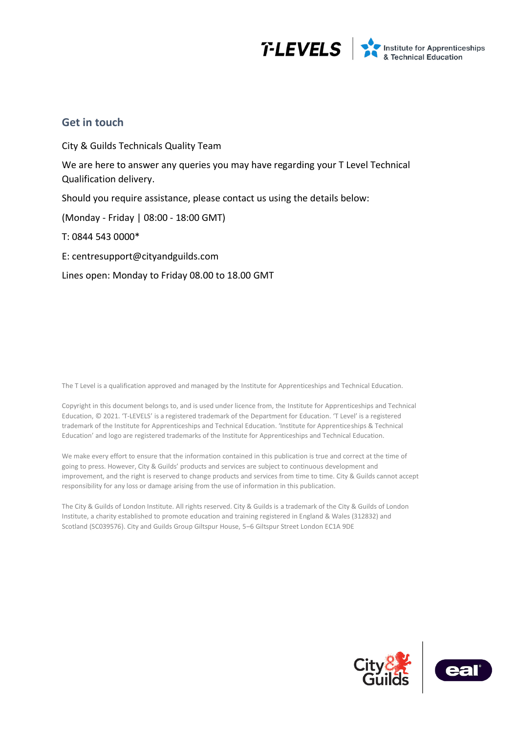## Get in touch

City & Guilds Technicals Quality Team

We are here to answer any queries you may have regarding your T Level Technical Qualification delivery.

Should you require assistance, please contact us using the details below:

(Monday - Friday | 08:00 - 18:00 GMT)

T: 0844 543 0000*

E: centresupport@cityandguilds.com

Lines open: Monday to Friday 08.00 to 18.00 GMT

The T Level is a qualification approved and managed by the Institute for Apprenticeships and Technical Education.

Copyright in this document belongs to, and is used under licence from, the Institute for Apprenticeships and Technical Education, © 2021. 'T-LEVELS' is a registered trademark of the Department for Education. 'T Level' is a registered trademark of the Institute for Apprenticeships and Technical Education. 'Institute for Apprenticeships & Technical Education' and logo are registered trademarks of the Institute for Apprenticeships and Technical Education.

We make every effort to ensure that the information contained in this publication is true and correct at the time of going to press. However, City & Guilds' products and services are subject to continuous development and improvement, and the right is reserved to change products and services from time to time. City & Guilds cannot accept responsibility for any loss or damage arising from the use of information in this publication.

The City & Guilds of London Institute. All rights reserved. City & Guilds is a trademark of the City & Guilds of London Institute, a charity established to promote education and training registered in England & Wales (312832) and Scotland (SC039576). City and Guilds Group Giltspur House, 5–6 Giltspur Street London EC1A 9DE